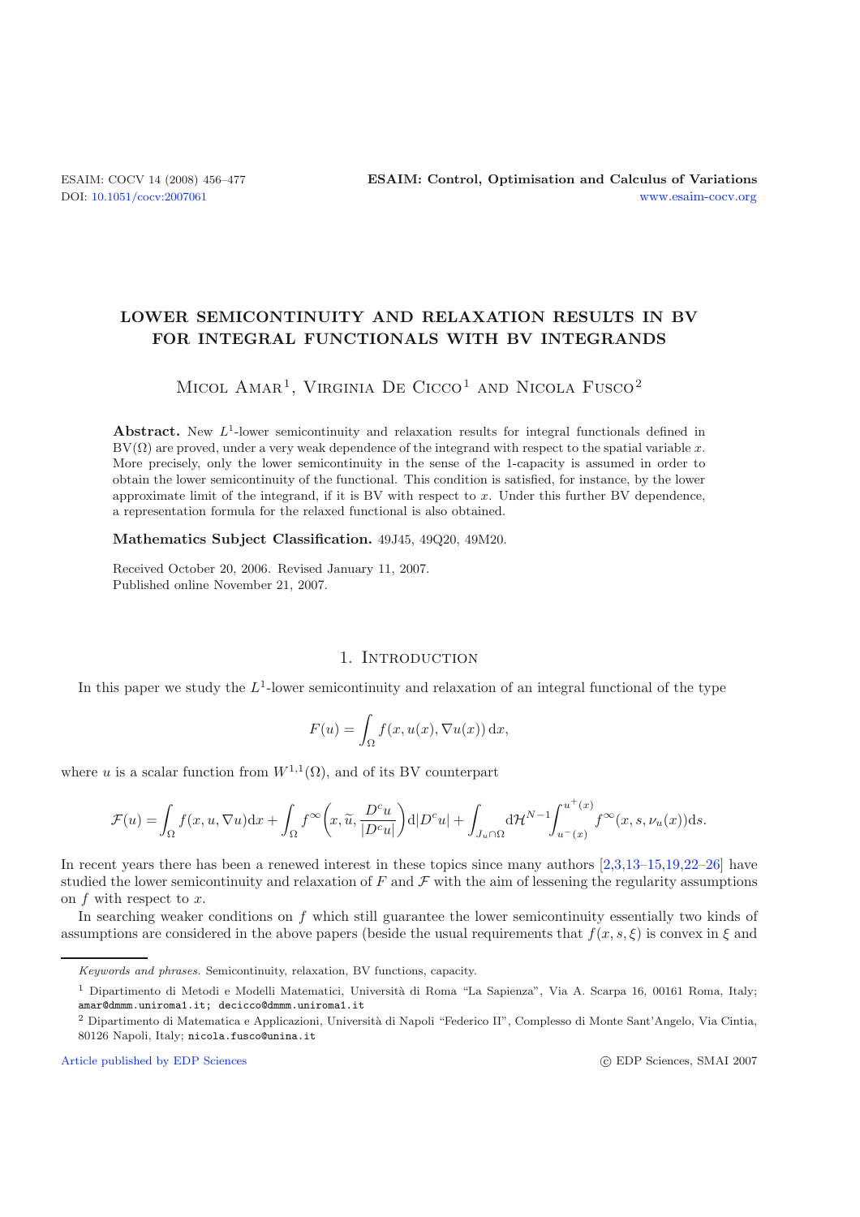# LOWER SEMICONTINUITY AND RELAXATION RESULTS IN BV FOR INTEGRAL FUNCTIONALS WITH BV INTEGRANDS

Micol Amar[1], Virginia De Cicco[1] and Nicola Fusco[2]

**Abstract.** New $L^1$-lower semicontinuity and relaxation results for integral functionals defined in $\mathrm{BV}(\Omega)$ are proved, under a very weak dependence of the integrand with respect to the spatial variable $x$. More precisely, only the lower semicontinuity in the sense of the 1-capacity is assumed in order to obtain the lower semicontinuity of the functional. This condition is satisfied, for instance, by the lower approximate limit of the integrand, if it is BV with respect to $x$. Under this further BV dependence, a representation formula for the relaxed functional is also obtained.

**Mathematics Subject Classification.** 49J45, 49Q20, 49M20.

Received October 20, 2006. Revised January 11, 2007.
Published online November 21, 2007.

## 1. Introduction

In this paper we study the $L^1$-lower semicontinuity and relaxation of an integral functional of the type

$$F(u) = \int_\Omega f(x, u(x), \nabla u(x))\,\mathrm{d}x,$$

where $u$ is a scalar function from $W^{1,1}(\Omega)$, and of its BV counterpart

$$\mathcal{F}(u) = \int_\Omega f(x, u, \nabla u)\mathrm{d}x + \int_\Omega f^\infty\left(x, \widetilde{u}, \frac{D^c u}{|D^c u|}\right)\mathrm{d}|D^c u| + \int_{J_u \cap \Omega} \mathrm{d}\mathcal{H}^{N-1} \int_{u^-(x)}^{u^+(x)} f^\infty(x, s, \nu_u(x))\mathrm{d}s.$$

In recent years there has been a renewed interest in these topics since many authors [2,3,13–15,19,22–26] have studied the lower semicontinuity and relaxation of $F$ and $\mathcal{F}$ with the aim of lessening the regularity assumptions on $f$ with respect to $x$.

In searching weaker conditions on $f$ which still guarantee the lower semicontinuity essentially two kinds of assumptions are considered in the above papers (beside the usual requirements that $f(x, s, \xi)$ is convex in $\xi$ and

---

*Keywords and phrases.* Semicontinuity, relaxation, BV functions, capacity.

[1] Dipartimento di Metodi e Modelli Matematici, Università di Roma "La Sapienza", Via A. Scarpa 16, 00161 Roma, Italy; amar@dmmm.uniroma1.it; decicco@dmmm.uniroma1.it

[2] Dipartimento di Matematica e Applicazioni, Università di Napoli "Federico II", Complesso di Monte Sant'Angelo, Via Cintia, 80126 Napoli, Italy; nicola.fusco@unina.it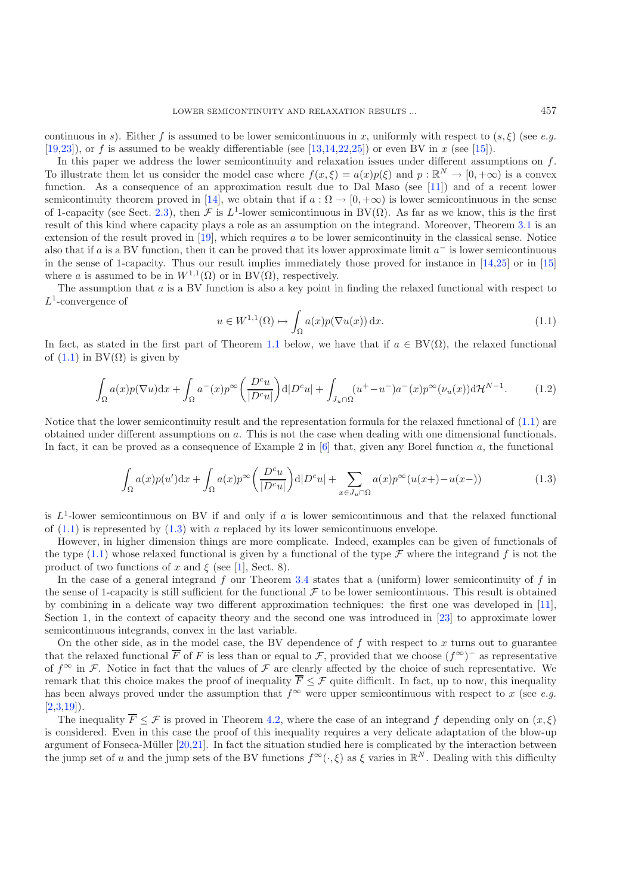continuous in $s$). Either $f$ is assumed to be lower semicontinuous in $x$, uniformly with respect to $(s, \xi)$ (see *e.g.* [19,23]), or $f$ is assumed to be weakly differentiable (see [13,14,22,25]) or even BV in $x$ (see [15]).

In this paper we address the lower semicontinuity and relaxation issues under different assumptions on $f$. To illustrate them let us consider the model case where $f(x, \xi) = a(x)p(\xi)$ and $p : \mathbb{R}^N \to [0, +\infty)$ is a convex function. As a consequence of an approximation result due to Dal Maso (see [11]) and of a recent lower semicontinuity theorem proved in [14], we obtain that if $a : \Omega \to [0, +\infty)$ is lower semicontinuous in the sense of 1-capacity (see Sect. 2.3), then $\mathcal{F}$ is $L^1$-lower semicontinuous in $\mathrm{BV}(\Omega)$. As far as we know, this is the first result of this kind where capacity plays a role as an assumption on the integrand. Moreover, Theorem 3.1 is an extension of the result proved in [19], which requires $a$ to be lower semicontinuity in the classical sense. Notice also that if $a$ is a BV function, then it can be proved that its lower approximate limit $a^-$ is lower semicontinuous in the sense of 1-capacity. Thus our result implies immediately those proved for instance in [14,25] or in [15] where $a$ is assumed to be in $W^{1,1}(\Omega)$ or in $\mathrm{BV}(\Omega)$, respectively.

The assumption that $a$ is a BV function is also a key point in finding the relaxed functional with respect to $L^1$-convergence of

$$u \in W^{1,1}(\Omega) \mapsto \int_\Omega a(x)p(\nabla u(x))\,\mathrm{d}x. \tag{1.1}$$

In fact, as stated in the first part of Theorem 1.1 below, we have that if $a \in \mathrm{BV}(\Omega)$, the relaxed functional of (1.1) in $\mathrm{BV}(\Omega)$ is given by

$$\int_\Omega a(x)p(\nabla u)\mathrm{d}x + \int_\Omega a^-(x)p^\infty\left(\frac{D^c u}{|D^c u|}\right)\mathrm{d}|D^c u| + \int_{J_u\cap\Omega}(u^+ - u^-)a^-(x)p^\infty(\nu_u(x))\mathrm{d}\mathcal{H}^{N-1}. \tag{1.2}$$

Notice that the lower semicontinuity result and the representation formula for the relaxed functional of (1.1) are obtained under different assumptions on $a$. This is not the case when dealing with one dimensional functionals. In fact, it can be proved as a consequence of Example 2 in [6] that, given any Borel function $a$, the functional

$$\int_\Omega a(x)p(u')\mathrm{d}x + \int_\Omega a(x)p^\infty\left(\frac{D^c u}{|D^c u|}\right)\mathrm{d}|D^c u| + \sum_{x\in J_u\cap\Omega} a(x)p^\infty(u(x+) - u(x-)) \tag{1.3}$$

is $L^1$-lower semicontinuous on BV if and only if $a$ is lower semicontinuous and that the relaxed functional of (1.1) is represented by (1.3) with $a$ replaced by its lower semicontinuous envelope.

However, in higher dimension things are more complicate. Indeed, examples can be given of functionals of the type (1.1) whose relaxed functional is given by a functional of the type $\mathcal{F}$ where the integrand $f$ is not the product of two functions of $x$ and $\xi$ (see [1], Sect. 8).

In the case of a general integrand $f$ our Theorem 3.4 states that a (uniform) lower semicontinuity of $f$ in the sense of 1-capacity is still sufficient for the functional $\mathcal{F}$ to be lower semicontinuous. This result is obtained by combining in a delicate way two different approximation techniques: the first one was developed in [11], Section 1, in the context of capacity theory and the second one was introduced in [23] to approximate lower semicontinuous integrands, convex in the last variable.

On the other side, as in the model case, the BV dependence of $f$ with respect to $x$ turns out to guarantee that the relaxed functional $\overline{F}$ of $F$ is less than or equal to $\mathcal{F}$, provided that we choose $(f^\infty)^-$ as representative of $f^\infty$ in $\mathcal{F}$. Notice in fact that the values of $\mathcal{F}$ are clearly affected by the choice of such representative. We remark that this choice makes the proof of inequality $\overline{F} \le \mathcal{F}$ quite difficult. In fact, up to now, this inequality has been always proved under the assumption that $f^\infty$ were upper semicontinuous with respect to $x$ (see *e.g.* [2,3,19]).

The inequality $\overline{F} \le \mathcal{F}$ is proved in Theorem 4.2, where the case of an integrand $f$ depending only on $(x, \xi)$ is considered. Even in this case the proof of this inequality requires a very delicate adaptation of the blow-up argument of Fonseca-Müller [20,21]. In fact the situation studied here is complicated by the interaction between the jump set of $u$ and the jump sets of the BV functions $f^\infty(\cdot, \xi)$ as $\xi$ varies in $\mathbb{R}^N$. Dealing with this difficulty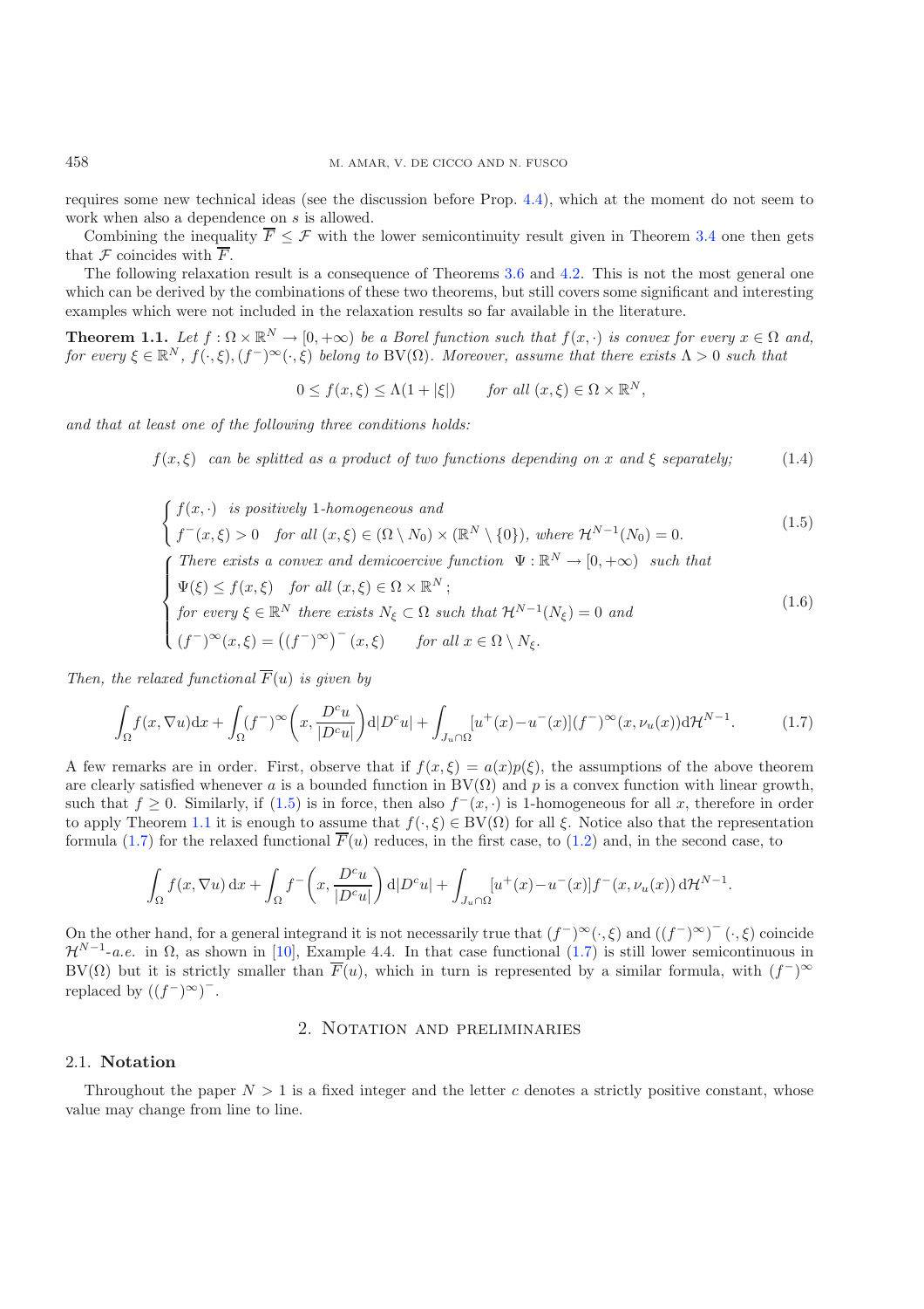requires some new technical ideas (see the discussion before Prop. 4.4), which at the moment do not seem to work when also a dependence on $s$ is allowed.

Combining the inequality $\overline{F} \le \mathcal{F}$ with the lower semicontinuity result given in Theorem 3.4 one then gets that $\mathcal{F}$ coincides with $\overline{F}$.

The following relaxation result is a consequence of Theorems 3.6 and 4.2. This is not the most general one which can be derived by the combinations of these two theorems, but still covers some significant and interesting examples which were not included in the relaxation results so far available in the literature.

**Theorem 1.1.** *Let $f : \Omega \times \mathbb{R}^N \to [0, +\infty)$ be a Borel function such that $f(x, \cdot)$ is convex for every $x \in \Omega$ and, for every $\xi \in \mathbb{R}^N$, $f(\cdot, \xi), (f^-)^\infty(\cdot, \xi)$ belong to $\mathrm{BV}(\Omega)$. Moreover, assume that there exists $\Lambda > 0$ such that*

$$0 \le f(x, \xi) \le \Lambda(1 + |\xi|) \qquad \text{for all } (x, \xi) \in \Omega \times \mathbb{R}^N,$$

*and that at least one of the following three conditions holds:*

$$f(x, \xi) \;\; \text{can be splitted as a product of two functions depending on } x \text{ and } \xi \text{ separately;} \tag{1.4}$$

$$\begin{cases} f(x, \cdot) \;\; \text{is positively 1-homogeneous and} \\ f^-(x, \xi) > 0 \quad \text{for all } (x, \xi) \in (\Omega \setminus N_0) \times (\mathbb{R}^N \setminus \{0\}), \text{ where } \mathcal{H}^{N-1}(N_0) = 0. \end{cases} \tag{1.5}$$

$$\begin{cases} \text{There exists a convex and demicoercive function } \;\Psi : \mathbb{R}^N \to [0, +\infty) \;\; \text{such that} \\ \Psi(\xi) \le f(x, \xi) \quad \text{for all } (x, \xi) \in \Omega \times \mathbb{R}^N\,; \\ \text{for every } \xi \in \mathbb{R}^N \text{ there exists } N_\xi \subset \Omega \text{ such that } \mathcal{H}^{N-1}(N_\xi) = 0 \text{ and} \\ (f^-)^\infty(x, \xi) = \left((f^-)^\infty\right)^-(x, \xi) \qquad \text{for all } x \in \Omega \setminus N_\xi. \end{cases} \tag{1.6}$$

*Then, the relaxed functional $\overline{F}(u)$ is given by*

$$\int_\Omega f(x, \nabla u)\mathrm{d}x + \int_\Omega (f^-)^\infty\left(x, \frac{D^c u}{|D^c u|}\right)\mathrm{d}|D^c u| + \int_{J_u \cap \Omega} [u^+(x) - u^-(x)](f^-)^\infty(x, \nu_u(x))\mathrm{d}\mathcal{H}^{N-1}. \tag{1.7}$$

A few remarks are in order. First, observe that if $f(x, \xi) = a(x)p(\xi)$, the assumptions of the above theorem are clearly satisfied whenever $a$ is a bounded function in $\mathrm{BV}(\Omega)$ and $p$ is a convex function with linear growth, such that $f \ge 0$. Similarly, if (1.5) is in force, then also $f^-(x, \cdot)$ is 1-homogeneous for all $x$, therefore in order to apply Theorem 1.1 it is enough to assume that $f(\cdot, \xi) \in \mathrm{BV}(\Omega)$ for all $\xi$. Notice also that the representation formula (1.7) for the relaxed functional $\overline{F}(u)$ reduces, in the first case, to (1.2) and, in the second case, to

$$\int_\Omega f(x, \nabla u)\,\mathrm{d}x + \int_\Omega f^-\left(x, \frac{D^c u}{|D^c u|}\right)\mathrm{d}|D^c u| + \int_{J_u \cap \Omega} [u^+(x) - u^-(x)] f^-(x, \nu_u(x))\,\mathrm{d}\mathcal{H}^{N-1}.$$

On the other hand, for a general integrand it is not necessarily true that $(f^-)^\infty(\cdot, \xi)$ and $\left((f^-)^\infty\right)^-(\cdot, \xi)$ coincide $\mathcal{H}^{N-1}$-*a.e.* in $\Omega$, as shown in [10], Example 4.4. In that case functional (1.7) is still lower semicontinuous in $\mathrm{BV}(\Omega)$ but it is strictly smaller than $\overline{F}(u)$, which in turn is represented by a similar formula, with $(f^-)^\infty$ replaced by $((f^-)^\infty)^-$.

## 2. Notation and preliminaries

### 2.1. Notation

Throughout the paper $N > 1$ is a fixed integer and the letter $c$ denotes a strictly positive constant, whose value may change from line to line.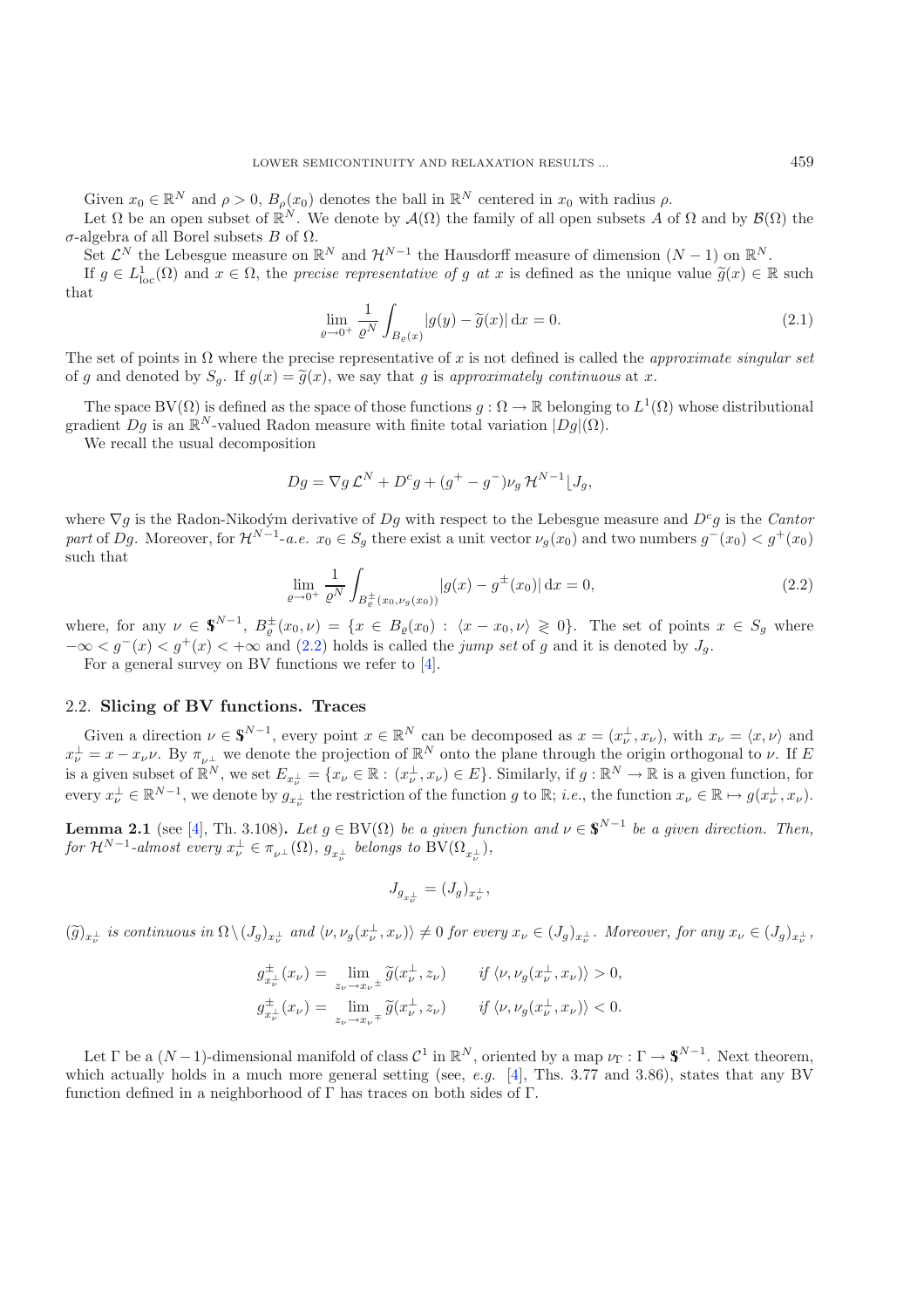Given $x_0 \in \mathbb{R}^N$ and $\rho > 0$, $B_\rho(x_0)$ denotes the ball in $\mathbb{R}^N$ centered in $x_0$ with radius $\rho$.

Let $\Omega$ be an open subset of $\mathbb{R}^N$. We denote by $\mathcal{A}(\Omega)$ the family of all open subsets $A$ of $\Omega$ and by $\mathcal{B}(\Omega)$ the $\sigma$-algebra of all Borel subsets $B$ of $\Omega$.

Set $\mathcal{L}^N$ the Lebesgue measure on $\mathbb{R}^N$ and $\mathcal{H}^{N-1}$ the Hausdorff measure of dimension $(N-1)$ on $\mathbb{R}^N$.

If $g \in L^1_{\text{loc}}(\Omega)$ and $x \in \Omega$, the *precise representative of $g$ at $x$* is defined as the unique value $\widetilde{g}(x) \in \mathbb{R}$ such that

$$\lim_{\varrho \to 0^+} \frac{1}{\varrho^N} \int_{B_\varrho(x)} |g(y) - \widetilde{g}(x)| \, \mathrm{d}x = 0. \tag{2.1}$$

The set of points in $\Omega$ where the precise representative of $x$ is not defined is called the *approximate singular set* of $g$ and denoted by $S_g$. If $g(x) = \widetilde{g}(x)$, we say that $g$ is *approximately continuous* at $x$.

The space $\mathrm{BV}(\Omega)$ is defined as the space of those functions $g : \Omega \to \mathbb{R}$ belonging to $L^1(\Omega)$ whose distributional gradient $Dg$ is an $\mathbb{R}^N$-valued Radon measure with finite total variation $|Dg|(\Omega)$.

We recall the usual decomposition

$$Dg = \nabla g \, \mathcal{L}^N + D^c g + (g^+ - g^-)\nu_g \, \mathcal{H}^{N-1} \lfloor J_g,$$

where $\nabla g$ is the Radon-Nikodým derivative of $Dg$ with respect to the Lebesgue measure and $D^c g$ is the *Cantor part* of $Dg$. Moreover, for $\mathcal{H}^{N-1}$-*a.e.* $x_0 \in S_g$ there exist a unit vector $\nu_g(x_0)$ and two numbers $g^-(x_0) < g^+(x_0)$ such that

$$\lim_{\varrho \to 0^+} \frac{1}{\varrho^N} \int_{B^\pm_\varrho(x_0, \nu_g(x_0))} |g(x) - g^\pm(x_0)| \, \mathrm{d}x = 0, \tag{2.2}$$

where, for any $\nu \in \mathbb{S}^{N-1}$, $B^\pm_\varrho(x_0, \nu) = \{x \in B_\varrho(x_0) : \langle x - x_0, \nu \rangle \gtrless 0\}$. The set of points $x \in S_g$ where $-\infty < g^-(x) < g^+(x) < +\infty$ and (2.2) holds is called the *jump set* of $g$ and it is denoted by $J_g$.

For a general survey on BV functions we refer to [4].

## 2.2. Slicing of BV functions. Traces

Given a direction $\nu \in \mathbb{S}^{N-1}$, every point $x \in \mathbb{R}^N$ can be decomposed as $x = (x^\perp_\nu, x_\nu)$, with $x_\nu = \langle x, \nu \rangle$ and $x^\perp_\nu = x - x_\nu \nu$. By $\pi_{\nu^\perp}$ we denote the projection of $\mathbb{R}^N$ onto the plane through the origin orthogonal to $\nu$. If $E$ is a given subset of $\mathbb{R}^N$, we set $E_{x^\perp_\nu} = \{x_\nu \in \mathbb{R} : (x^\perp_\nu, x_\nu) \in E\}$. Similarly, if $g : \mathbb{R}^N \to \mathbb{R}$ is a given function, for every $x^\perp_\nu \in \mathbb{R}^{N-1}$, we denote by $g_{x^\perp_\nu}$ the restriction of the function $g$ to $\mathbb{R}$; *i.e.*, the function $x_\nu \in \mathbb{R} \mapsto g(x^\perp_\nu, x_\nu)$.

**Lemma 2.1** (see [4], Th. 3.108)**.** *Let $g \in \mathrm{BV}(\Omega)$ be a given function and $\nu \in \mathbb{S}^{N-1}$ be a given direction. Then, for $\mathcal{H}^{N-1}$-almost every $x^\perp_\nu \in \pi_{\nu^\perp}(\Omega)$, $g_{x^\perp_\nu}$ belongs to $\mathrm{BV}(\Omega_{x^\perp_\nu})$,*

$$J_{g_{x^\perp_\nu}} = (J_g)_{x^\perp_\nu},$$

*$(\widetilde{g})_{x^\perp_\nu}$ is continuous in $\Omega \setminus (J_g)_{x^\perp_\nu}$ and $\langle \nu, \nu_g(x^\perp_\nu, x_\nu) \rangle \neq 0$ for every $x_\nu \in (J_g)_{x^\perp_\nu}$. Moreover, for any $x_\nu \in (J_g)_{x^\perp_\nu}$,*

$$g^\pm_{x^\perp_\nu}(x_\nu) = \lim_{z_\nu \to x_\nu{}^\pm} \widetilde{g}(x^\perp_\nu, z_\nu) \qquad \textit{if } \langle \nu, \nu_g(x^\perp_\nu, x_\nu) \rangle > 0,$$

$$g^\pm_{x^\perp_\nu}(x_\nu) = \lim_{z_\nu \to x_\nu{}^\mp} \widetilde{g}(x^\perp_\nu, z_\nu) \qquad \textit{if } \langle \nu, \nu_g(x^\perp_\nu, x_\nu) \rangle < 0.$$

Let $\Gamma$ be a $(N-1)$-dimensional manifold of class $\mathcal{C}^1$ in $\mathbb{R}^N$, oriented by a map $\nu_\Gamma : \Gamma \to \mathbb{S}^{N-1}$. Next theorem, which actually holds in a much more general setting (see, *e.g.* [4], Ths. 3.77 and 3.86), states that any BV function defined in a neighborhood of $\Gamma$ has traces on both sides of $\Gamma$.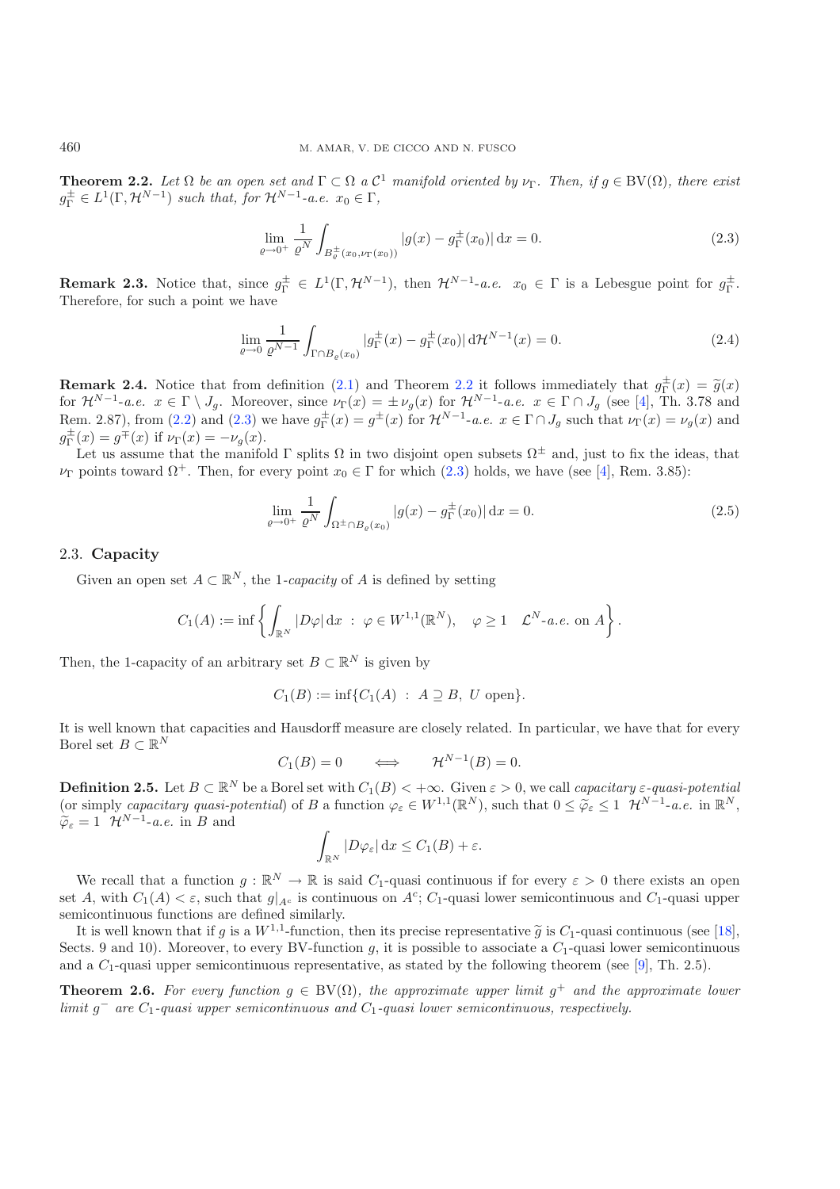**Theorem 2.2.** *Let $\Omega$ be an open set and $\Gamma \subset \Omega$ a $\mathcal{C}^1$ manifold oriented by $\nu_\Gamma$. Then, if $g \in \mathrm{BV}(\Omega)$, there exist $g^\pm_\Gamma \in L^1(\Gamma, \mathcal{H}^{N-1})$ such that, for $\mathcal{H}^{N-1}$-a.e. $x_0 \in \Gamma$,*

$$\lim_{\varrho \to 0^+} \frac{1}{\varrho^N} \int_{B^\pm_\varrho(x_0,\nu_\Gamma(x_0))} |g(x) - g^\pm_\Gamma(x_0)| \,\mathrm{d}x = 0. \tag{2.3}$$

**Remark 2.3.** Notice that, since $g^\pm_\Gamma \in L^1(\Gamma, \mathcal{H}^{N-1})$, then $\mathcal{H}^{N-1}$-*a.e.* $x_0 \in \Gamma$ is a Lebesgue point for $g^\pm_\Gamma$. Therefore, for such a point we have

$$\lim_{\varrho \to 0} \frac{1}{\varrho^{N-1}} \int_{\Gamma \cap B_\varrho(x_0)} |g^\pm_\Gamma(x) - g^\pm_\Gamma(x_0)| \,\mathrm{d}\mathcal{H}^{N-1}(x) = 0. \tag{2.4}$$

**Remark 2.4.** Notice that from definition (2.1) and Theorem 2.2 it follows immediately that $g^\pm_\Gamma(x) = \widetilde{g}(x)$ for $\mathcal{H}^{N-1}$-*a.e.* $x \in \Gamma \setminus J_g$. Moreover, since $\nu_\Gamma(x) = \pm\nu_g(x)$ for $\mathcal{H}^{N-1}$-*a.e.* $x \in \Gamma \cap J_g$ (see [4], Th. 3.78 and Rem. 2.87), from (2.2) and (2.3) we have $g^\pm_\Gamma(x) = g^\pm(x)$ for $\mathcal{H}^{N-1}$-*a.e.* $x \in \Gamma \cap J_g$ such that $\nu_\Gamma(x) = \nu_g(x)$ and $g^\pm_\Gamma(x) = g^\mp(x)$ if $\nu_\Gamma(x) = -\nu_g(x)$.

Let us assume that the manifold $\Gamma$ splits $\Omega$ in two disjoint open subsets $\Omega^\pm$ and, just to fix the ideas, that $\nu_\Gamma$ points toward $\Omega^+$. Then, for every point $x_0 \in \Gamma$ for which (2.3) holds, we have (see [4], Rem. 3.85):

$$\lim_{\varrho \to 0^+} \frac{1}{\varrho^N} \int_{\Omega^\pm \cap B_\varrho(x_0)} |g(x) - g^\pm_\Gamma(x_0)| \,\mathrm{d}x = 0. \tag{2.5}$$

### 2.3. **Capacity**

Given an open set $A \subset \mathbb{R}^N$, the 1-*capacity* of $A$ is defined by setting

$$C_1(A) := \inf\left\{ \int_{\mathbb{R}^N} |D\varphi| \,\mathrm{d}x \;:\; \varphi \in W^{1,1}(\mathbb{R}^N), \quad \varphi \geq 1 \quad \mathcal{L}^N\text{-}a.e. \text{ on } A \right\}.$$

Then, the 1-capacity of an arbitrary set $B \subset \mathbb{R}^N$ is given by

$$C_1(B) := \inf\{C_1(A) \;:\; A \supseteq B,\; U \text{ open}\}.$$

It is well known that capacities and Hausdorff measure are closely related. In particular, we have that for every Borel set $B \subset \mathbb{R}^N$

$$C_1(B) = 0 \qquad \Longleftrightarrow \qquad \mathcal{H}^{N-1}(B) = 0.$$

**Definition 2.5.** Let $B \subset \mathbb{R}^N$ be a Borel set with $C_1(B) < +\infty$. Given $\varepsilon > 0$, we call *capacitary $\varepsilon$-quasi-potential* (or simply *capacitary quasi-potential*) of $B$ a function $\varphi_\varepsilon \in W^{1,1}(\mathbb{R}^N)$, such that $0 \leq \widetilde{\varphi}_\varepsilon \leq 1$ $\mathcal{H}^{N-1}$-*a.e.* in $\mathbb{R}^N$, $\widetilde{\varphi}_\varepsilon = 1$ $\mathcal{H}^{N-1}$-*a.e.* in $B$ and

$$\int_{\mathbb{R}^N} |D\varphi_\varepsilon| \,\mathrm{d}x \leq C_1(B) + \varepsilon.$$

We recall that a function $g : \mathbb{R}^N \to \mathbb{R}$ is said $C_1$-quasi continuous if for every $\varepsilon > 0$ there exists an open set $A$, with $C_1(A) < \varepsilon$, such that $g|_{A^c}$ is continuous on $A^c$; $C_1$-quasi lower semicontinuous and $C_1$-quasi upper semicontinuous functions are defined similarly.

It is well known that if $g$ is a $W^{1,1}$-function, then its precise representative $\widetilde{g}$ is $C_1$-quasi continuous (see [18], Sects. 9 and 10). Moreover, to every BV-function $g$, it is possible to associate a $C_1$-quasi lower semicontinuous and a $C_1$-quasi upper semicontinuous representative, as stated by the following theorem (see [9], Th. 2.5).

**Theorem 2.6.** *For every function $g \in \mathrm{BV}(\Omega)$, the approximate upper limit $g^+$ and the approximate lower limit $g^-$ are $C_1$-quasi upper semicontinuous and $C_1$-quasi lower semicontinuous, respectively.*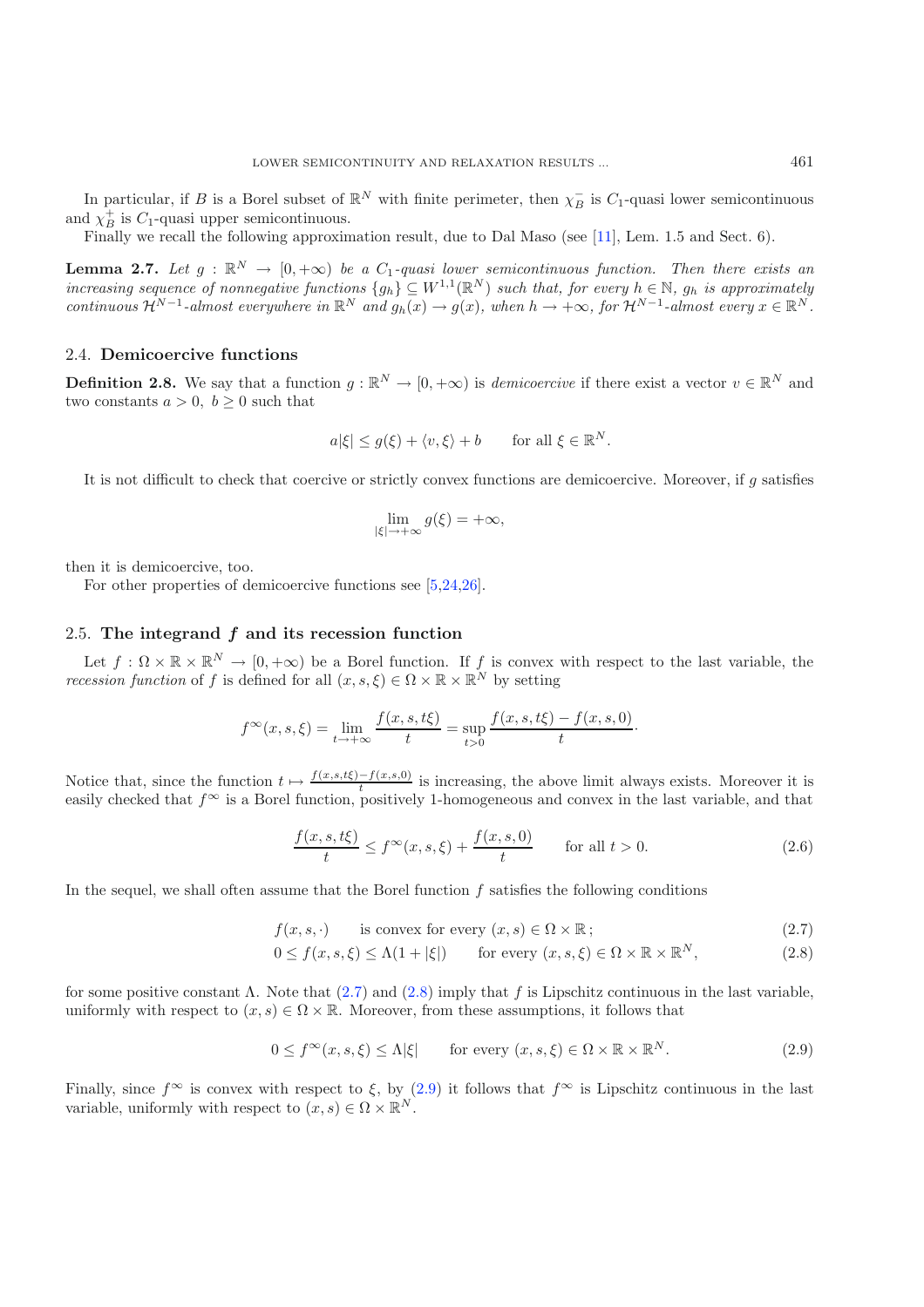In particular, if $B$ is a Borel subset of $\mathbb{R}^N$ with finite perimeter, then $\chi_B^-$ is $C_1$-quasi lower semicontinuous and $\chi_B^+$ is $C_1$-quasi upper semicontinuous.

Finally we recall the following approximation result, due to Dal Maso (see [11], Lem. 1.5 and Sect. 6).

**Lemma 2.7.** *Let $g : \mathbb{R}^N \to [0, +\infty)$ be a $C_1$-quasi lower semicontinuous function. Then there exists an increasing sequence of nonnegative functions $\{g_h\} \subseteq W^{1,1}(\mathbb{R}^N)$ such that, for every $h \in \mathbb{N}$, $g_h$ is approximately continuous $\mathcal{H}^{N-1}$-almost everywhere in $\mathbb{R}^N$ and $g_h(x) \to g(x)$, when $h \to +\infty$, for $\mathcal{H}^{N-1}$-almost every $x \in \mathbb{R}^N$.*

### 2.4. Demicoercive functions

**Definition 2.8.** We say that a function $g : \mathbb{R}^N \to [0, +\infty)$ is *demicoercive* if there exist a vector $v \in \mathbb{R}^N$ and two constants $a > 0$, $b \geq 0$ such that

$$a|\xi| \leq g(\xi) + \langle v, \xi \rangle + b \qquad \text{for all } \xi \in \mathbb{R}^N.$$

It is not difficult to check that coercive or strictly convex functions are demicoercive. Moreover, if $g$ satisfies

$$\lim_{|\xi| \to +\infty} g(\xi) = +\infty,$$

then it is demicoercive, too.

For other properties of demicoercive functions see [5,24,26].

### 2.5. The integrand $f$ and its recession function

Let $f : \Omega \times \mathbb{R} \times \mathbb{R}^N \to [0, +\infty)$ be a Borel function. If $f$ is convex with respect to the last variable, the *recession function* of $f$ is defined for all $(x, s, \xi) \in \Omega \times \mathbb{R} \times \mathbb{R}^N$ by setting

$$f^\infty(x, s, \xi) = \lim_{t \to +\infty} \frac{f(x, s, t\xi)}{t} = \sup_{t > 0} \frac{f(x, s, t\xi) - f(x, s, 0)}{t} \cdot$$

Notice that, since the function $t \mapsto \frac{f(x,s,t\xi) - f(x,s,0)}{t}$ is increasing, the above limit always exists. Moreover it is easily checked that $f^\infty$ is a Borel function, positively 1-homogeneous and convex in the last variable, and that

$$\frac{f(x, s, t\xi)}{t} \leq f^\infty(x, s, \xi) + \frac{f(x, s, 0)}{t} \qquad \text{for all } t > 0. \tag{2.6}$$

In the sequel, we shall often assume that the Borel function $f$ satisfies the following conditions

$$f(x, s, \cdot) \qquad \text{is convex for every } (x, s) \in \Omega \times \mathbb{R}\,; \tag{2.7}$$

$$0 \leq f(x, s, \xi) \leq \Lambda(1 + |\xi|) \qquad \text{for every } (x, s, \xi) \in \Omega \times \mathbb{R} \times \mathbb{R}^N, \tag{2.8}$$

for some positive constant $\Lambda$. Note that (2.7) and (2.8) imply that $f$ is Lipschitz continuous in the last variable, uniformly with respect to $(x, s) \in \Omega \times \mathbb{R}$. Moreover, from these assumptions, it follows that

$$0 \leq f^\infty(x, s, \xi) \leq \Lambda|\xi| \qquad \text{for every } (x, s, \xi) \in \Omega \times \mathbb{R} \times \mathbb{R}^N. \tag{2.9}$$

Finally, since $f^\infty$ is convex with respect to $\xi$, by (2.9) it follows that $f^\infty$ is Lipschitz continuous in the last variable, uniformly with respect to $(x, s) \in \Omega \times \mathbb{R}^N$.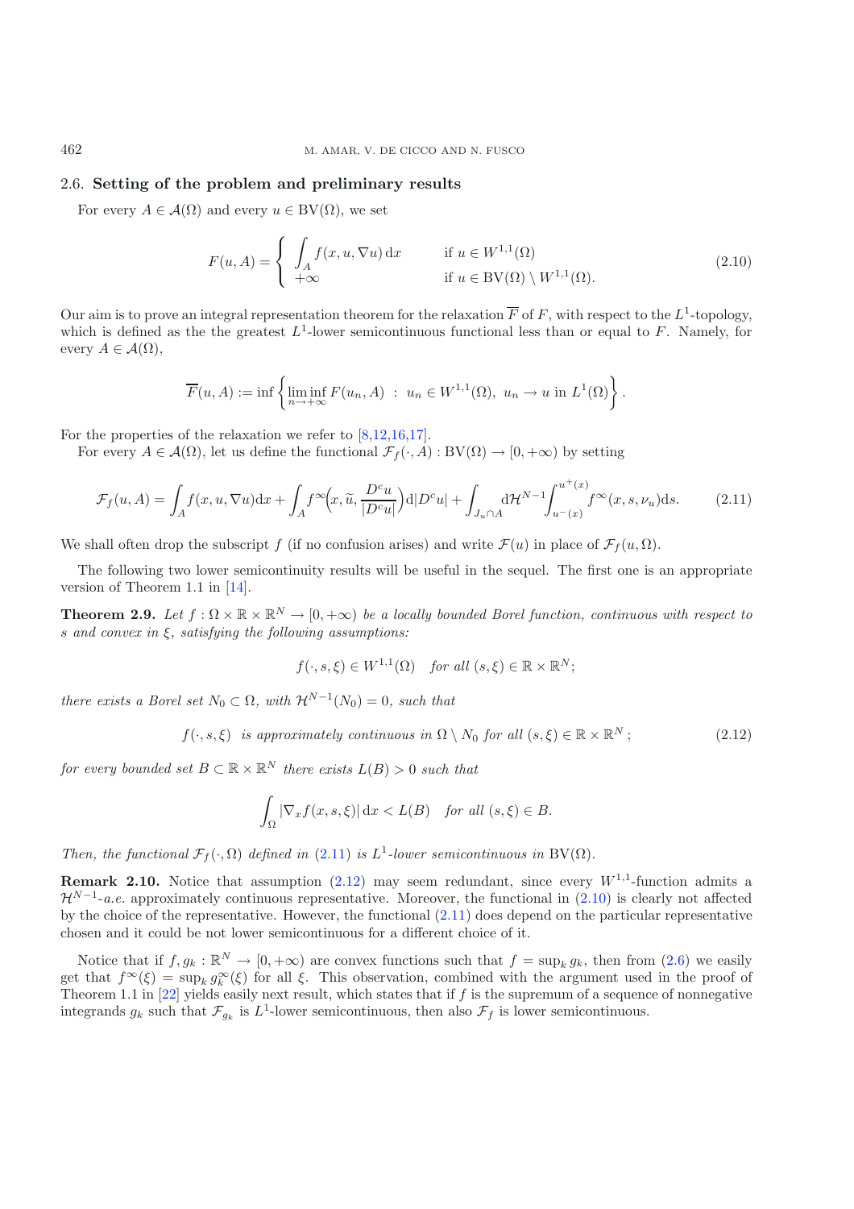### 2.6. **Setting of the problem and preliminary results**

For every $A \in \mathcal{A}(\Omega)$ and every $u \in \mathrm{BV}(\Omega)$, we set

$$F(u, A) = \begin{cases} \displaystyle\int_A f(x, u, \nabla u)\, \mathrm{d}x & \text{if } u \in W^{1,1}(\Omega) \\ +\infty & \text{if } u \in \mathrm{BV}(\Omega) \setminus W^{1,1}(\Omega). \end{cases} \tag{2.10}$$

Our aim is to prove an integral representation theorem for the relaxation $\overline{F}$ of $F$, with respect to the $L^1$-topology, which is defined as the the greatest $L^1$-lower semicontinuous functional less than or equal to $F$. Namely, for every $A \in \mathcal{A}(\Omega)$,

$$\overline{F}(u, A) := \inf\left\{ \liminf_{n\to+\infty} F(u_n, A) \; : \; u_n \in W^{1,1}(\Omega),\; u_n \to u \text{ in } L^1(\Omega) \right\}.$$

For the properties of the relaxation we refer to [8,12,16,17].

For every $A \in \mathcal{A}(\Omega)$, let us define the functional $\mathcal{F}_f(\cdot, A) : \mathrm{BV}(\Omega) \to [0, +\infty)$ by setting

$$\mathcal{F}_f(u, A) = \int_A f(x, u, \nabla u)\mathrm{d}x + \int_A f^\infty\Big(x, \widetilde{u}, \frac{D^c u}{|D^c u|}\Big)\mathrm{d}|D^c u| + \int_{J_u \cap A} \mathrm{d}\mathcal{H}^{N-1} \int_{u^-(x)}^{u^+(x)} f^\infty(x, s, \nu_u)\mathrm{d}s. \tag{2.11}$$

We shall often drop the subscript $f$ (if no confusion arises) and write $\mathcal{F}(u)$ in place of $\mathcal{F}_f(u, \Omega)$.

The following two lower semicontinuity results will be useful in the sequel. The first one is an appropriate version of Theorem 1.1 in [14].

**Theorem 2.9.** *Let $f : \Omega \times \mathbb{R} \times \mathbb{R}^N \to [0, +\infty)$ be a locally bounded Borel function, continuous with respect to $s$ and convex in $\xi$, satisfying the following assumptions:*

$$f(\cdot, s, \xi) \in W^{1,1}(\Omega) \quad \textit{for all } (s, \xi) \in \mathbb{R} \times \mathbb{R}^N;$$

*there exists a Borel set $N_0 \subset \Omega$, with $\mathcal{H}^{N-1}(N_0) = 0$, such that*

$$f(\cdot, s, \xi) \;\; \textit{is approximately continuous in } \Omega \setminus N_0 \textit{ for all } (s, \xi) \in \mathbb{R} \times \mathbb{R}^N\,; \tag{2.12}$$

*for every bounded set $B \subset \mathbb{R} \times \mathbb{R}^N$ there exists $L(B) > 0$ such that*

$$\int_\Omega |\nabla_x f(x, s, \xi)|\, \mathrm{d}x < L(B) \quad \textit{for all } (s, \xi) \in B.$$

*Then, the functional $\mathcal{F}_f(\cdot, \Omega)$ defined in (2.11) is $L^1$-lower semicontinuous in $\mathrm{BV}(\Omega)$.*

**Remark 2.10.** Notice that assumption (2.12) may seem redundant, since every $W^{1,1}$-function admits a $\mathcal{H}^{N-1}$-*a.e.* approximately continuous representative. Moreover, the functional in (2.10) is clearly not affected by the choice of the representative. However, the functional (2.11) does depend on the particular representative chosen and it could be not lower semicontinuous for a different choice of it.

Notice that if $f, g_k : \mathbb{R}^N \to [0, +\infty)$ are convex functions such that $f = \sup_k g_k$, then from (2.6) we easily get that $f^\infty(\xi) = \sup_k g_k^\infty(\xi)$ for all $\xi$. This observation, combined with the argument used in the proof of Theorem 1.1 in [22] yields easily next result, which states that if $f$ is the supremum of a sequence of nonnegative integrands $g_k$ such that $\mathcal{F}_{g_k}$ is $L^1$-lower semicontinuous, then also $\mathcal{F}_f$ is lower semicontinuous.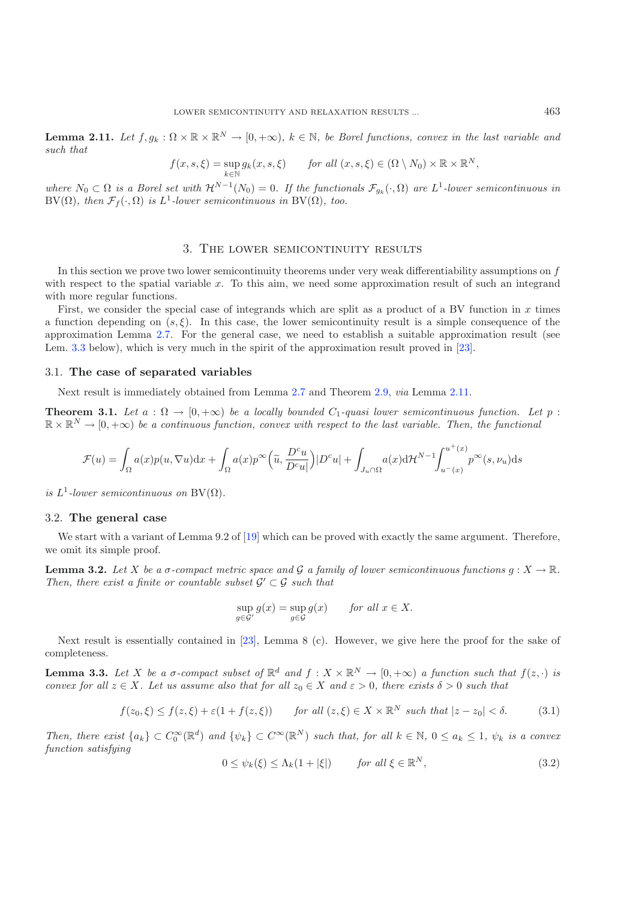**Lemma 2.11.** *Let $f, g_k : \Omega \times \mathbb{R} \times \mathbb{R}^N \to [0, +\infty)$, $k \in \mathbb{N}$, be Borel functions, convex in the last variable and such that*

$$f(x, s, \xi) = \sup_{k \in \mathbb{N}} g_k(x, s, \xi) \qquad \text{for all } (x, s, \xi) \in (\Omega \setminus N_0) \times \mathbb{R} \times \mathbb{R}^N,$$

*where $N_0 \subset \Omega$ is a Borel set with $\mathcal{H}^{N-1}(N_0) = 0$. If the functionals $\mathcal{F}_{g_k}(\cdot, \Omega)$ are $L^1$-lower semicontinuous in $\mathrm{BV}(\Omega)$, then $\mathcal{F}_f(\cdot, \Omega)$ is $L^1$-lower semicontinuous in $\mathrm{BV}(\Omega)$, too.*

## 3. The lower semicontinuity results

In this section we prove two lower semicontinuity theorems under very weak differentiability assumptions on $f$ with respect to the spatial variable $x$. To this aim, we need some approximation result of such an integrand with more regular functions.

First, we consider the special case of integrands which are split as a product of a BV function in $x$ times a function depending on $(s, \xi)$. In this case, the lower semicontinuity result is a simple consequence of the approximation Lemma 2.7. For the general case, we need to establish a suitable approximation result (see Lem. 3.3 below), which is very much in the spirit of the approximation result proved in [23].

### 3.1. The case of separated variables

Next result is immediately obtained from Lemma 2.7 and Theorem 2.9, *via* Lemma 2.11.

**Theorem 3.1.** *Let $a : \Omega \to [0, +\infty)$ be a locally bounded $C_1$-quasi lower semicontinuous function. Let $p : \mathbb{R} \times \mathbb{R}^N \to [0, +\infty)$ be a continuous function, convex with respect to the last variable. Then, the functional*

$$\mathcal{F}(u) = \int_\Omega a(x) p(u, \nabla u) \mathrm{d}x + \int_\Omega a(x) p^\infty\Big(\widetilde{u}, \frac{D^c u}{|D^c u|}\Big) |D^c u| + \int_{J_u \cap \Omega} a(x) \mathrm{d}\mathcal{H}^{N-1} \int_{u^-(x)}^{u^+(x)} p^\infty(s, \nu_u) \mathrm{d}s$$

*is $L^1$-lower semicontinuous on $\mathrm{BV}(\Omega)$.*

### 3.2. The general case

We start with a variant of Lemma 9.2 of [19] which can be proved with exactly the same argument. Therefore, we omit its simple proof.

**Lemma 3.2.** *Let $X$ be a $\sigma$-compact metric space and $\mathcal{G}$ a family of lower semicontinuous functions $g : X \to \mathbb{R}$. Then, there exist a finite or countable subset $\mathcal{G}' \subset \mathcal{G}$ such that*

$$\sup_{g \in \mathcal{G}'} g(x) = \sup_{g \in \mathcal{G}} g(x) \qquad \text{for all } x \in X.$$

Next result is essentially contained in [23], Lemma 8 (c). However, we give here the proof for the sake of completeness.

**Lemma 3.3.** *Let $X$ be a $\sigma$-compact subset of $\mathbb{R}^d$ and $f : X \times \mathbb{R}^N \to [0, +\infty)$ a function such that $f(z, \cdot)$ is convex for all $z \in X$. Let us assume also that for all $z_0 \in X$ and $\varepsilon > 0$, there exists $\delta > 0$ such that*

$$f(z_0, \xi) \leq f(z, \xi) + \varepsilon(1 + f(z, \xi)) \qquad \text{for all } (z, \xi) \in X \times \mathbb{R}^N \text{ such that } |z - z_0| < \delta. \tag{3.1}$$

*Then, there exist $\{a_k\} \subset C_0^\infty(\mathbb{R}^d)$ and $\{\psi_k\} \subset C^\infty(\mathbb{R}^N)$ such that, for all $k \in \mathbb{N}$, $0 \leq a_k \leq 1$, $\psi_k$ is a convex function satisfying*

$$0 \leq \psi_k(\xi) \leq \Lambda_k(1 + |\xi|) \qquad \text{for all } \xi \in \mathbb{R}^N, \tag{3.2}$$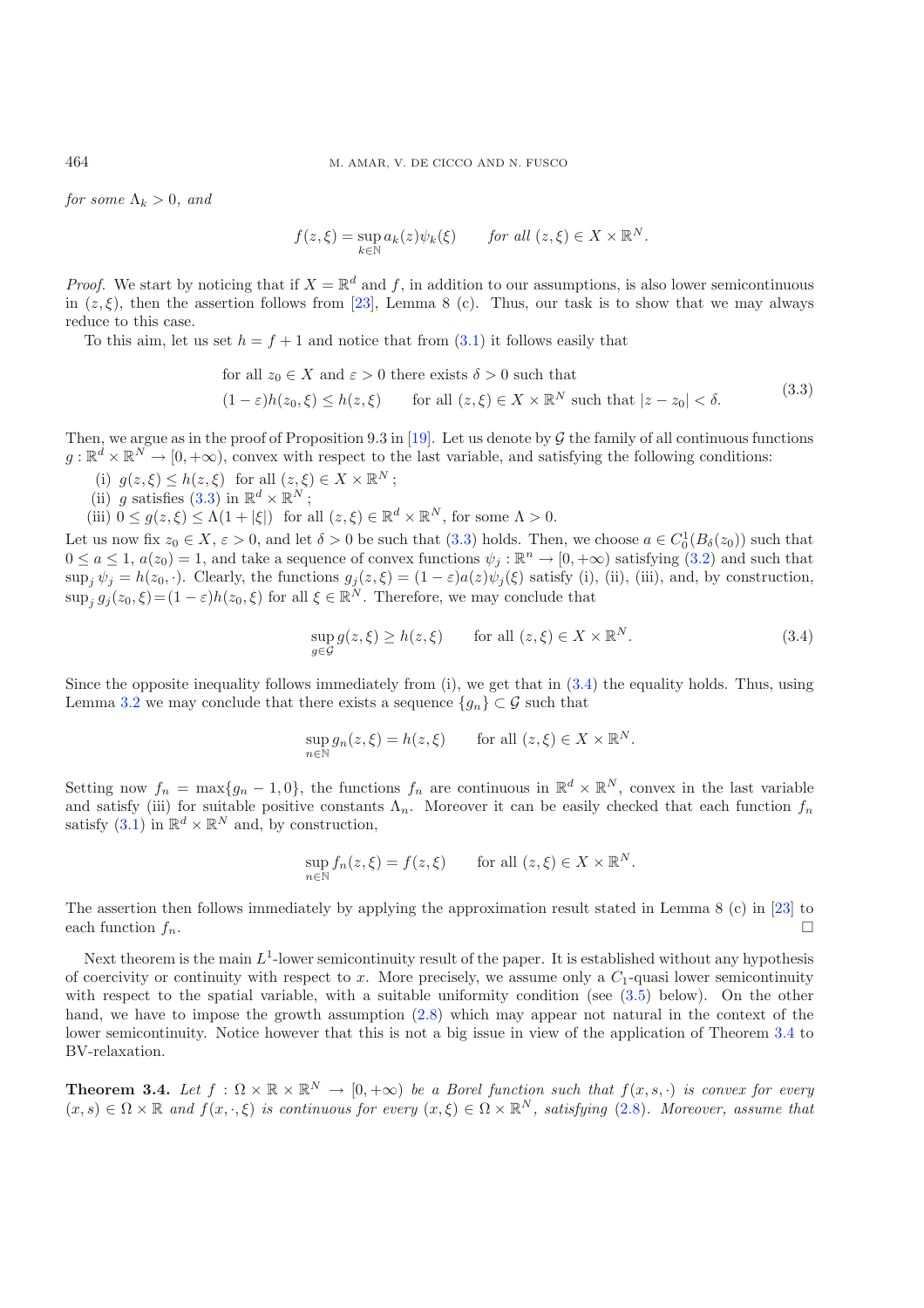*for some* $\Lambda_k > 0$*, and*

$$f(z,\xi) = \sup_{k\in\mathbb{N}} a_k(z)\psi_k(\xi) \qquad \text{for all } (z,\xi) \in X \times \mathbb{R}^N.$$

*Proof.* We start by noticing that if $X = \mathbb{R}^d$ and $f$, in addition to our assumptions, is also lower semicontinuous in $(z,\xi)$, then the assertion follows from [23], Lemma 8 (c). Thus, our task is to show that we may always reduce to this case.

To this aim, let us set $h = f + 1$ and notice that from (3.1) it follows easily that

$$\begin{aligned}
&\text{for all } z_0 \in X \text{ and } \varepsilon > 0 \text{ there exists } \delta > 0 \text{ such that} \\
&(1-\varepsilon)h(z_0,\xi) \le h(z,\xi) \qquad \text{for all } (z,\xi) \in X \times \mathbb{R}^N \text{ such that } |z - z_0| < \delta.
\end{aligned} \tag{3.3}$$

Then, we argue as in the proof of Proposition 9.3 in [19]. Let us denote by $\mathcal{G}$ the family of all continuous functions $g : \mathbb{R}^d \times \mathbb{R}^N \to [0,+\infty)$, convex with respect to the last variable, and satisfying the following conditions:

(i) $g(z,\xi) \le h(z,\xi)$ for all $(z,\xi) \in X \times \mathbb{R}^N$ ;
(ii) $g$ satisfies (3.3) in $\mathbb{R}^d \times \mathbb{R}^N$ ;
(iii) $0 \le g(z,\xi) \le \Lambda(1 + |\xi|)$ for all $(z,\xi) \in \mathbb{R}^d \times \mathbb{R}^N$, for some $\Lambda > 0$.

Let us now fix $z_0 \in X$, $\varepsilon > 0$, and let $\delta > 0$ be such that (3.3) holds. Then, we choose $a \in C^1_0(B_\delta(z_0))$ such that $0 \le a \le 1$, $a(z_0) = 1$, and take a sequence of convex functions $\psi_j : \mathbb{R}^n \to [0,+\infty)$ satisfying (3.2) and such that $\sup_j \psi_j = h(z_0,\cdot)$. Clearly, the functions $g_j(z,\xi) = (1-\varepsilon)a(z)\psi_j(\xi)$ satisfy (i), (ii), (iii), and, by construction, $\sup_j g_j(z_0,\xi) = (1-\varepsilon)h(z_0,\xi)$ for all $\xi \in \mathbb{R}^N$. Therefore, we may conclude that

$$\sup_{g\in\mathcal{G}} g(z,\xi) \ge h(z,\xi) \qquad \text{for all } (z,\xi) \in X \times \mathbb{R}^N. \tag{3.4}$$

Since the opposite inequality follows immediately from (i), we get that in (3.4) the equality holds. Thus, using Lemma 3.2 we may conclude that there exists a sequence $\{g_n\} \subset \mathcal{G}$ such that

$$\sup_{n\in\mathbb{N}} g_n(z,\xi) = h(z,\xi) \qquad \text{for all } (z,\xi) \in X \times \mathbb{R}^N.$$

Setting now $f_n = \max\{g_n - 1, 0\}$, the functions $f_n$ are continuous in $\mathbb{R}^d \times \mathbb{R}^N$, convex in the last variable and satisfy (iii) for suitable positive constants $\Lambda_n$. Moreover it can be easily checked that each function $f_n$ satisfy (3.1) in $\mathbb{R}^d \times \mathbb{R}^N$ and, by construction,

$$\sup_{n\in\mathbb{N}} f_n(z,\xi) = f(z,\xi) \qquad \text{for all } (z,\xi) \in X \times \mathbb{R}^N.$$

The assertion then follows immediately by applying the approximation result stated in Lemma 8 (c) in [23] to each function $f_n$. □

Next theorem is the main $L^1$-lower semicontinuity result of the paper. It is established without any hypothesis of coercivity or continuity with respect to $x$. More precisely, we assume only a $C_1$-quasi lower semicontinuity with respect to the spatial variable, with a suitable uniformity condition (see (3.5) below). On the other hand, we have to impose the growth assumption (2.8) which may appear not natural in the context of the lower semicontinuity. Notice however that this is not a big issue in view of the application of Theorem 3.4 to BV-relaxation.

**Theorem 3.4.** *Let* $f : \Omega \times \mathbb{R} \times \mathbb{R}^N \to [0,+\infty)$ *be a Borel function such that* $f(x,s,\cdot)$ *is convex for every* $(x,s) \in \Omega \times \mathbb{R}$ *and* $f(x,\cdot,\xi)$ *is continuous for every* $(x,\xi) \in \Omega \times \mathbb{R}^N$*, satisfying* (2.8)*. Moreover, assume that*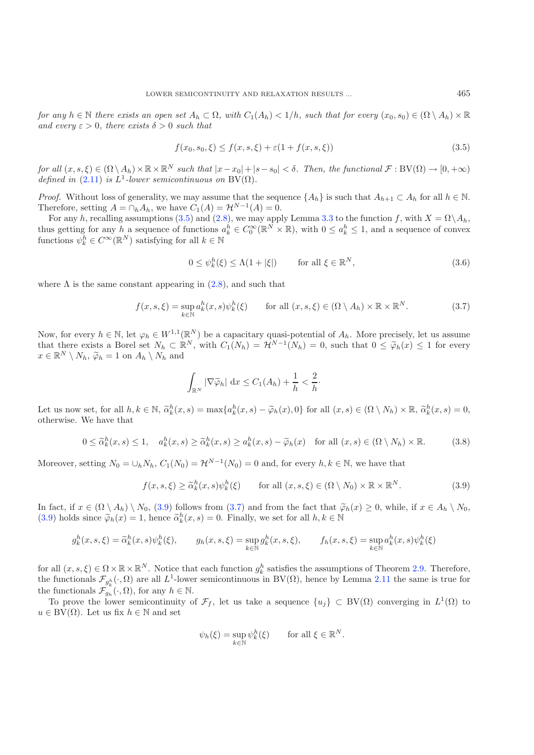*for any $h \in \mathbb{N}$ there exists an open set $A_h \subset \Omega$, with $C_1(A_h) < 1/h$, such that for every $(x_0, s_0) \in (\Omega \setminus A_h) \times \mathbb{R}$ and every $\varepsilon > 0$, there exists $\delta > 0$ such that*

$$f(x_0, s_0, \xi) \leq f(x, s, \xi) + \varepsilon(1 + f(x, s, \xi)) \tag{3.5}$$

*for all $(x, s, \xi) \in (\Omega \setminus A_h) \times \mathbb{R} \times \mathbb{R}^N$ such that $|x - x_0| + |s - s_0| < \delta$. Then, the functional $\mathcal{F} : \mathrm{BV}(\Omega) \to [0, +\infty)$ defined in (2.11) is $L^1$-lower semicontinuous on $\mathrm{BV}(\Omega)$.*

*Proof.* Without loss of generality, we may assume that the sequence $\{A_h\}$ is such that $A_{h+1} \subset A_h$ for all $h \in \mathbb{N}$. Therefore, setting $A = \cap_h A_h$, we have $C_1(A) = \mathcal{H}^{N-1}(A) = 0$.

For any $h$, recalling assumptions (3.5) and (2.8), we may apply Lemma 3.3 to the function $f$, with $X = \Omega \setminus A_h$, thus getting for any $h$ a sequence of functions $a_k^h \in C_0^\infty(\mathbb{R}^N \times \mathbb{R})$, with $0 \leq a_k^h \leq 1$, and a sequence of convex functions $\psi_k^h \in C^\infty(\mathbb{R}^N)$ satisfying for all $k \in \mathbb{N}$

$$0 \leq \psi_k^h(\xi) \leq \Lambda(1 + |\xi|) \qquad \text{for all } \xi \in \mathbb{R}^N, \tag{3.6}$$

where $\Lambda$ is the same constant appearing in (2.8), and such that

$$f(x, s, \xi) = \sup_{k \in \mathbb{N}} a_k^h(x, s)\psi_k^h(\xi) \qquad \text{for all } (x, s, \xi) \in (\Omega \setminus A_h) \times \mathbb{R} \times \mathbb{R}^N. \tag{3.7}$$

Now, for every $h \in \mathbb{N}$, let $\varphi_h \in W^{1,1}(\mathbb{R}^N)$ be a capacitary quasi-potential of $A_h$. More precisely, let us assume that there exists a Borel set $N_h \subset \mathbb{R}^N$, with $C_1(N_h) = \mathcal{H}^{N-1}(N_h) = 0$, such that $0 \leq \widetilde{\varphi}_h(x) \leq 1$ for every $x \in \mathbb{R}^N \setminus N_h$, $\widetilde{\varphi}_h = 1$ on $A_h \setminus N_h$ and

$$\int_{\mathbb{R}^N} |\nabla \widetilde{\varphi}_h| \,\mathrm{d}x \leq C_1(A_h) + \frac{1}{h} < \frac{2}{h}\cdot$$

Let us now set, for all $h, k \in \mathbb{N}$, $\widetilde{\alpha}_k^h(x, s) = \max\{a_k^h(x, s) - \widetilde{\varphi}_h(x), 0\}$ for all $(x, s) \in (\Omega \setminus N_h) \times \mathbb{R}$, $\widetilde{\alpha}_k^h(x, s) = 0$, otherwise. We have that

$$0 \leq \widetilde{\alpha}_k^h(x, s) \leq 1, \quad a_k^h(x, s) \geq \widetilde{\alpha}_k^h(x, s) \geq a_k^h(x, s) - \widetilde{\varphi}_h(x) \quad \text{for all } (x, s) \in (\Omega \setminus N_h) \times \mathbb{R}. \tag{3.8}$$

Moreover, setting $N_0 = \cup_h N_h$, $C_1(N_0) = \mathcal{H}^{N-1}(N_0) = 0$ and, for every $h, k \in \mathbb{N}$, we have that

$$f(x, s, \xi) \geq \widetilde{\alpha}_k^h(x, s)\psi_k^h(\xi) \qquad \text{for all } (x, s, \xi) \in (\Omega \setminus N_0) \times \mathbb{R} \times \mathbb{R}^N. \tag{3.9}$$

In fact, if $x \in (\Omega \setminus A_h) \setminus N_0$, (3.9) follows from (3.7) and from the fact that $\widetilde{\varphi}_h(x) \geq 0$, while, if $x \in A_h \setminus N_0$, (3.9) holds since $\widetilde{\varphi}_h(x) = 1$, hence $\widetilde{\alpha}_k^h(x, s) = 0$. Finally, we set for all $h, k \in \mathbb{N}$

$$g_k^h(x, s, \xi) = \widetilde{\alpha}_k^h(x, s)\psi_k^h(\xi), \qquad g_h(x, s, \xi) = \sup_{k \in \mathbb{N}} g_k^h(x, s, \xi), \qquad f_h(x, s, \xi) = \sup_{k \in \mathbb{N}} a_k^h(x, s)\psi_k^h(\xi)$$

for all $(x, s, \xi) \in \Omega \times \mathbb{R} \times \mathbb{R}^N$. Notice that each function $g_k^h$ satisfies the assumptions of Theorem 2.9. Therefore, the functionals $\mathcal{F}_{g_k^h}(\cdot, \Omega)$ are all $L^1$-lower semicontinuous in $\mathrm{BV}(\Omega)$, hence by Lemma 2.11 the same is true for the functionals $\mathcal{F}_{g_h}(\cdot, \Omega)$, for any $h \in \mathbb{N}$.

To prove the lower semicontinuity of $\mathcal{F}_f$, let us take a sequence $\{u_j\} \subset \mathrm{BV}(\Omega)$ converging in $L^1(\Omega)$ to $u \in \mathrm{BV}(\Omega)$. Let us fix $h \in \mathbb{N}$ and set

$$\psi_h(\xi) = \sup_{k \in \mathbb{N}} \psi_k^h(\xi) \qquad \text{for all } \xi \in \mathbb{R}^N.$$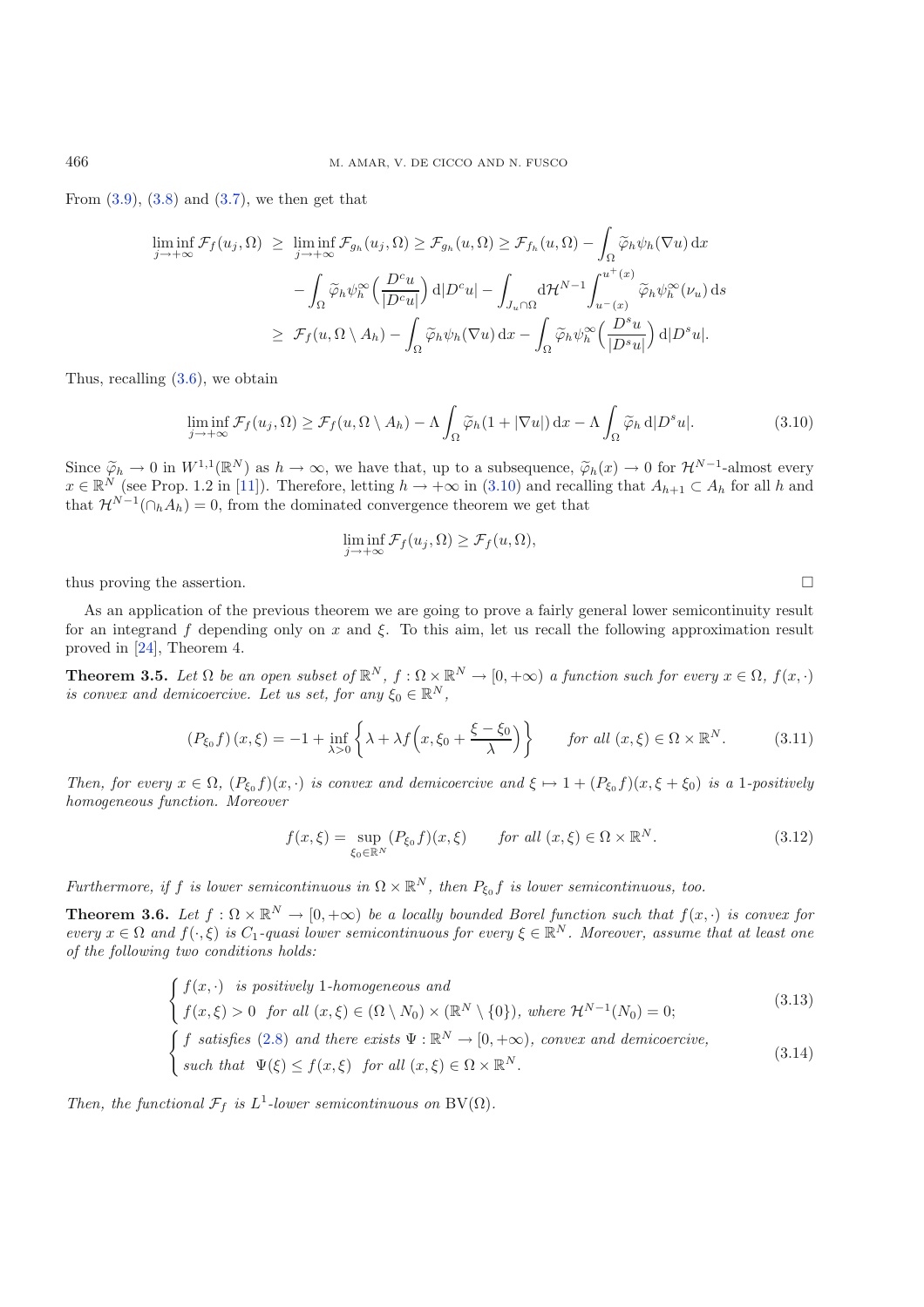From (3.9), (3.8) and (3.7), we then get that

$$
\begin{aligned}
\liminf_{j\to+\infty} \mathcal{F}_f(u_j,\Omega) \;&\geq\; \liminf_{j\to+\infty} \mathcal{F}_{g_h}(u_j,\Omega) \geq \mathcal{F}_{g_h}(u,\Omega) \geq \mathcal{F}_{f_h}(u,\Omega) - \int_\Omega \widetilde{\varphi}_h \psi_h(\nabla u)\,\mathrm{d}x \\
&\quad - \int_\Omega \widetilde{\varphi}_h \psi_h^\infty\Big(\frac{D^c u}{|D^c u|}\Big)\,\mathrm{d}|D^c u| - \int_{J_u\cap\Omega} \mathrm{d}\mathcal{H}^{N-1} \int_{u^-(x)}^{u^+(x)} \widetilde{\varphi}_h \psi_h^\infty(\nu_u)\,\mathrm{d}s \\
&\geq\; \mathcal{F}_f(u,\Omega\setminus A_h) - \int_\Omega \widetilde{\varphi}_h \psi_h(\nabla u)\,\mathrm{d}x - \int_\Omega \widetilde{\varphi}_h \psi_h^\infty\Big(\frac{D^s u}{|D^s u|}\Big)\,\mathrm{d}|D^s u|.
\end{aligned}
$$

Thus, recalling (3.6), we obtain

$$
\liminf_{j\to+\infty} \mathcal{F}_f(u_j,\Omega) \geq \mathcal{F}_f(u,\Omega\setminus A_h) - \Lambda \int_\Omega \widetilde{\varphi}_h (1+|\nabla u|)\,\mathrm{d}x - \Lambda \int_\Omega \widetilde{\varphi}_h \,\mathrm{d}|D^s u|. \tag{3.10}
$$

Since $\widetilde{\varphi}_h \to 0$ in $W^{1,1}(\mathbb{R}^N)$ as $h\to\infty$, we have that, up to a subsequence, $\widetilde{\varphi}_h(x)\to 0$ for $\mathcal{H}^{N-1}$-almost every $x\in\mathbb{R}^N$ (see Prop. 1.2 in [11]). Therefore, letting $h\to+\infty$ in (3.10) and recalling that $A_{h+1}\subset A_h$ for all $h$ and that $\mathcal{H}^{N-1}(\cap_h A_h)=0$, from the dominated convergence theorem we get that

$$
\liminf_{j\to+\infty} \mathcal{F}_f(u_j,\Omega) \geq \mathcal{F}_f(u,\Omega),
$$

thus proving the assertion. $\square$

As an application of the previous theorem we are going to prove a fairly general lower semicontinuity result for an integrand $f$ depending only on $x$ and $\xi$. To this aim, let us recall the following approximation result proved in [24], Theorem 4.

**Theorem 3.5.** *Let $\Omega$ be an open subset of $\mathbb{R}^N$, $f:\Omega\times\mathbb{R}^N\to[0,+\infty)$ a function such for every $x\in\Omega$, $f(x,\cdot)$ is convex and demicoercive. Let us set, for any $\xi_0\in\mathbb{R}^N$,*

$$
(P_{\xi_0}f)(x,\xi) = -1 + \inf_{\lambda>0}\Big\{\lambda + \lambda f\Big(x,\xi_0+\frac{\xi-\xi_0}{\lambda}\Big)\Big\} \qquad \text{for all } (x,\xi)\in\Omega\times\mathbb{R}^N. \tag{3.11}
$$

*Then, for every $x\in\Omega$, $(P_{\xi_0}f)(x,\cdot)$ is convex and demicoercive and $\xi\mapsto 1+(P_{\xi_0}f)(x,\xi+\xi_0)$ is a 1-positively homogeneous function. Moreover*

$$
f(x,\xi) = \sup_{\xi_0\in\mathbb{R}^N} (P_{\xi_0}f)(x,\xi) \qquad \text{for all } (x,\xi)\in\Omega\times\mathbb{R}^N. \tag{3.12}
$$

*Furthermore, if $f$ is lower semicontinuous in $\Omega\times\mathbb{R}^N$, then $P_{\xi_0}f$ is lower semicontinuous, too.*

**Theorem 3.6.** *Let $f:\Omega\times\mathbb{R}^N\to[0,+\infty)$ be a locally bounded Borel function such that $f(x,\cdot)$ is convex for every $x\in\Omega$ and $f(\cdot,\xi)$ is $C_1$-quasi lower semicontinuous for every $\xi\in\mathbb{R}^N$. Moreover, assume that at least one of the following two conditions holds:*

$$
\begin{cases}
f(x,\cdot) \;\; \text{is positively 1-homogeneous and} \\
f(x,\xi)>0 \;\; \text{for all } (x,\xi)\in(\Omega\setminus N_0)\times(\mathbb{R}^N\setminus\{0\}), \text{ where } \mathcal{H}^{N-1}(N_0)=0;
\end{cases} \tag{3.13}
$$

$$
\begin{cases}
f \;\text{satisfies (2.8) and there exists } \Psi:\mathbb{R}^N\to[0,+\infty), \text{ convex and demicoercive,} \\
\text{such that } \;\Psi(\xi)\leq f(x,\xi) \;\; \text{for all } (x,\xi)\in\Omega\times\mathbb{R}^N.
\end{cases} \tag{3.14}
$$

*Then, the functional $\mathcal{F}_f$ is $L^1$-lower semicontinuous on $\mathrm{BV}(\Omega)$.*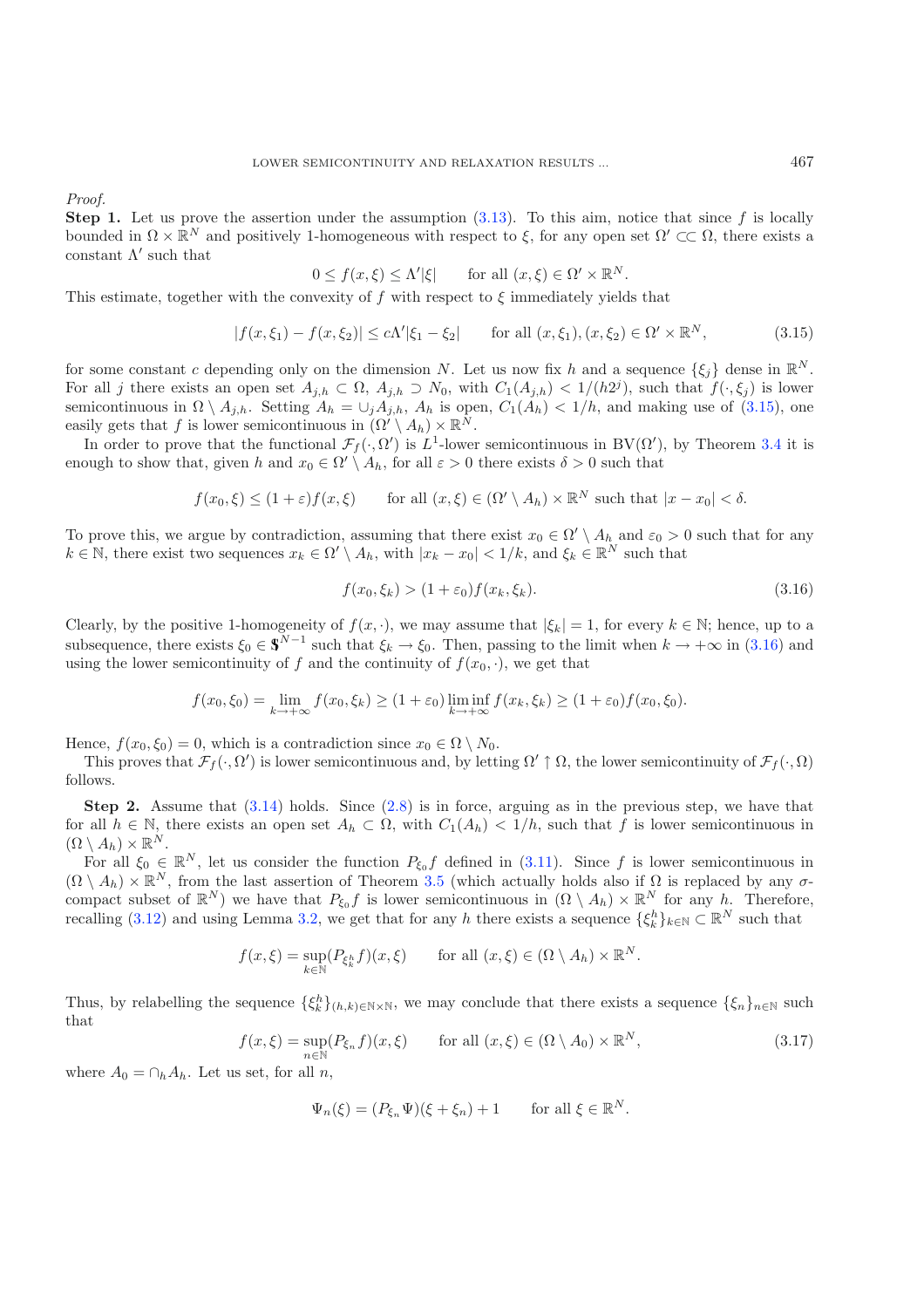*Proof.*

**Step 1.** Let us prove the assertion under the assumption (3.13). To this aim, notice that since $f$ is locally bounded in $\Omega \times \mathbb{R}^N$ and positively 1-homogeneous with respect to $\xi$, for any open set $\Omega' \subset\subset \Omega$, there exists a constant $\Lambda'$ such that

$$0 \leq f(x,\xi) \leq \Lambda' |\xi| \qquad \text{for all } (x,\xi) \in \Omega' \times \mathbb{R}^N.$$

This estimate, together with the convexity of $f$ with respect to $\xi$ immediately yields that

$$|f(x,\xi_1) - f(x,\xi_2)| \leq c\Lambda' |\xi_1 - \xi_2| \qquad \text{for all } (x,\xi_1),(x,\xi_2) \in \Omega' \times \mathbb{R}^N, \tag{3.15}$$

for some constant $c$ depending only on the dimension $N$. Let us now fix $h$ and a sequence $\{\xi_j\}$ dense in $\mathbb{R}^N$. For all $j$ there exists an open set $A_{j,h} \subset \Omega$, $A_{j,h} \supset N_0$, with $C_1(A_{j,h}) < 1/(h2^j)$, such that $f(\cdot,\xi_j)$ is lower semicontinuous in $\Omega \setminus A_{j,h}$. Setting $A_h = \cup_j A_{j,h}$, $A_h$ is open, $C_1(A_h) < 1/h$, and making use of (3.15), one easily gets that $f$ is lower semicontinuous in $(\Omega' \setminus A_h) \times \mathbb{R}^N$.

In order to prove that the functional $\mathcal{F}_f(\cdot,\Omega')$ is $L^1$-lower semicontinuous in $\mathrm{BV}(\Omega')$, by Theorem 3.4 it is enough to show that, given $h$ and $x_0 \in \Omega' \setminus A_h$, for all $\varepsilon > 0$ there exists $\delta > 0$ such that

$$f(x_0,\xi) \leq (1+\varepsilon) f(x,\xi) \qquad \text{for all } (x,\xi) \in (\Omega' \setminus A_h) \times \mathbb{R}^N \text{ such that } |x - x_0| < \delta.$$

To prove this, we argue by contradiction, assuming that there exist $x_0 \in \Omega' \setminus A_h$ and $\varepsilon_0 > 0$ such that for any $k \in \mathbb{N}$, there exist two sequences $x_k \in \Omega' \setminus A_h$, with $|x_k - x_0| < 1/k$, and $\xi_k \in \mathbb{R}^N$ such that

$$f(x_0,\xi_k) > (1+\varepsilon_0) f(x_k,\xi_k). \tag{3.16}$$

Clearly, by the positive 1-homogeneity of $f(x,\cdot)$, we may assume that $|\xi_k| = 1$, for every $k \in \mathbb{N}$; hence, up to a subsequence, there exists $\xi_0 \in \mathbb{S}^{N-1}$ such that $\xi_k \to \xi_0$. Then, passing to the limit when $k \to +\infty$ in (3.16) and using the lower semicontinuity of $f$ and the continuity of $f(x_0,\cdot)$, we get that

$$f(x_0,\xi_0) = \lim_{k\to+\infty} f(x_0,\xi_k) \geq (1+\varepsilon_0) \liminf_{k\to+\infty} f(x_k,\xi_k) \geq (1+\varepsilon_0) f(x_0,\xi_0).$$

Hence, $f(x_0,\xi_0) = 0$, which is a contradiction since $x_0 \in \Omega \setminus N_0$.

This proves that $\mathcal{F}_f(\cdot,\Omega')$ is lower semicontinuous and, by letting $\Omega' \uparrow \Omega$, the lower semicontinuity of $\mathcal{F}_f(\cdot,\Omega)$ follows.

**Step 2.** Assume that (3.14) holds. Since (2.8) is in force, arguing as in the previous step, we have that for all $h \in \mathbb{N}$, there exists an open set $A_h \subset \Omega$, with $C_1(A_h) < 1/h$, such that $f$ is lower semicontinuous in $(\Omega \setminus A_h) \times \mathbb{R}^N$.

For all $\xi_0 \in \mathbb{R}^N$, let us consider the function $P_{\xi_0} f$ defined in (3.11). Since $f$ is lower semicontinuous in $(\Omega \setminus A_h) \times \mathbb{R}^N$, from the last assertion of Theorem 3.5 (which actually holds also if $\Omega$ is replaced by any $\sigma$-compact subset of $\mathbb{R}^N$) we have that $P_{\xi_0} f$ is lower semicontinuous in $(\Omega \setminus A_h) \times \mathbb{R}^N$ for any $h$. Therefore, recalling (3.12) and using Lemma 3.2, we get that for any $h$ there exists a sequence $\{\xi_k^h\}_{k\in\mathbb{N}} \subset \mathbb{R}^N$ such that

$$f(x,\xi) = \sup_{k\in\mathbb{N}} (P_{\xi_k^h} f)(x,\xi) \qquad \text{for all } (x,\xi) \in (\Omega \setminus A_h) \times \mathbb{R}^N.$$

Thus, by relabelling the sequence $\{\xi_k^h\}_{(h,k)\in\mathbb{N}\times\mathbb{N}}$, we may conclude that there exists a sequence $\{\xi_n\}_{n\in\mathbb{N}}$ such that

$$f(x,\xi) = \sup_{n\in\mathbb{N}} (P_{\xi_n} f)(x,\xi) \qquad \text{for all } (x,\xi) \in (\Omega \setminus A_0) \times \mathbb{R}^N, \tag{3.17}$$

where $A_0 = \cap_h A_h$. Let us set, for all $n$,

$$\Psi_n(\xi) = (P_{\xi_n} \Psi)(\xi + \xi_n) + 1 \qquad \text{for all } \xi \in \mathbb{R}^N.$$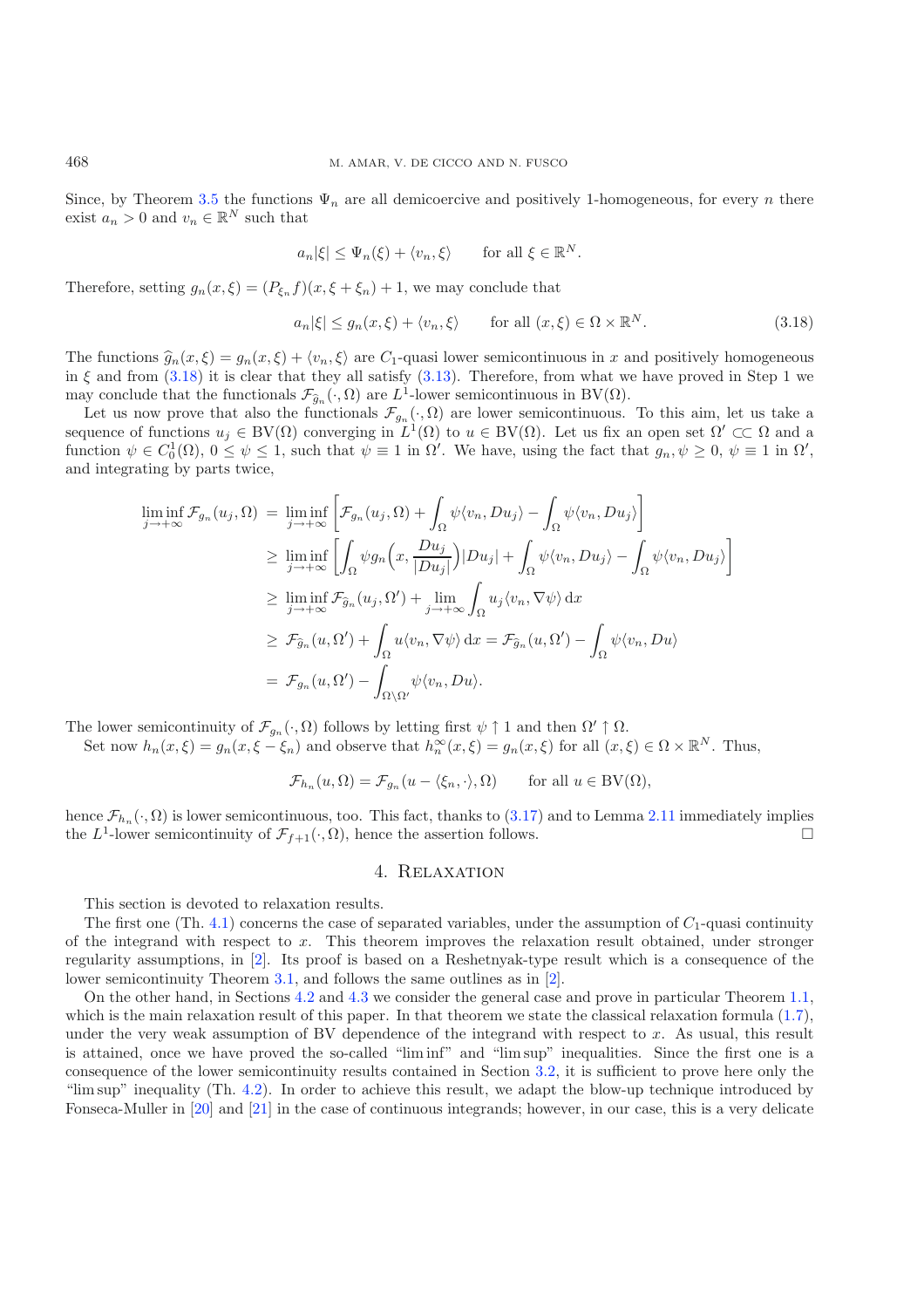Since, by Theorem 3.5 the functions $\Psi_n$ are all demicoercive and positively 1-homogeneous, for every $n$ there exist $a_n > 0$ and $v_n \in \mathbb{R}^N$ such that

$$a_n|\xi| \leq \Psi_n(\xi) + \langle v_n, \xi\rangle \qquad \text{for all } \xi \in \mathbb{R}^N.$$

Therefore, setting $g_n(x,\xi) = (P_{\xi_n} f)(x, \xi + \xi_n) + 1$, we may conclude that

$$a_n|\xi| \leq g_n(x,\xi) + \langle v_n, \xi\rangle \qquad \text{for all } (x,\xi) \in \Omega \times \mathbb{R}^N. \tag{3.18}$$

The functions $\widehat{g}_n(x,\xi) = g_n(x,\xi) + \langle v_n, \xi\rangle$ are $C_1$-quasi lower semicontinuous in $x$ and positively homogeneous in $\xi$ and from (3.18) it is clear that they all satisfy (3.13). Therefore, from what we have proved in Step 1 we may conclude that the functionals $\mathcal{F}_{\widehat{g}_n}(\cdot,\Omega)$ are $L^1$-lower semicontinuous in $\mathrm{BV}(\Omega)$.

Let us now prove that also the functionals $\mathcal{F}_{g_n}(\cdot,\Omega)$ are lower semicontinuous. To this aim, let us take a sequence of functions $u_j \in \mathrm{BV}(\Omega)$ converging in $L^1(\Omega)$ to $u \in \mathrm{BV}(\Omega)$. Let us fix an open set $\Omega' \subset\subset \Omega$ and a function $\psi \in C^1_0(\Omega)$, $0 \leq \psi \leq 1$, such that $\psi \equiv 1$ in $\Omega'$. We have, using the fact that $g_n, \psi \geq 0$, $\psi \equiv 1$ in $\Omega'$, and integrating by parts twice,

$$\begin{aligned}
\liminf_{j\to+\infty} \mathcal{F}_{g_n}(u_j,\Omega) &= \liminf_{j\to+\infty} \left[\mathcal{F}_{g_n}(u_j,\Omega) + \int_\Omega \psi\langle v_n, Du_j\rangle - \int_\Omega \psi\langle v_n, Du_j\rangle\right] \\
&\geq \liminf_{j\to+\infty} \left[\int_\Omega \psi g_n\Big(x, \frac{Du_j}{|Du_j|}\Big)|Du_j| + \int_\Omega \psi\langle v_n, Du_j\rangle - \int_\Omega \psi\langle v_n, Du_j\rangle\right] \\
&\geq \liminf_{j\to+\infty} \mathcal{F}_{\widehat{g}_n}(u_j,\Omega') + \lim_{j\to+\infty}\int_\Omega u_j\langle v_n, \nabla\psi\rangle\,\mathrm{d}x \\
&\geq \mathcal{F}_{\widehat{g}_n}(u,\Omega') + \int_\Omega u\langle v_n, \nabla\psi\rangle\,\mathrm{d}x = \mathcal{F}_{\widehat{g}_n}(u,\Omega') - \int_\Omega \psi\langle v_n, Du\rangle \\
&= \mathcal{F}_{g_n}(u,\Omega') - \int_{\Omega\setminus\Omega'} \psi\langle v_n, Du\rangle.
\end{aligned}$$

The lower semicontinuity of $\mathcal{F}_{g_n}(\cdot,\Omega)$ follows by letting first $\psi \uparrow 1$ and then $\Omega' \uparrow \Omega$.

Set now $h_n(x,\xi) = g_n(x, \xi - \xi_n)$ and observe that $h_n^\infty(x,\xi) = g_n(x,\xi)$ for all $(x,\xi) \in \Omega \times \mathbb{R}^N$. Thus,

$$\mathcal{F}_{h_n}(u,\Omega) = \mathcal{F}_{g_n}(u - \langle\xi_n,\cdot\rangle,\Omega) \qquad \text{for all } u \in \mathrm{BV}(\Omega),$$

hence $\mathcal{F}_{h_n}(\cdot,\Omega)$ is lower semicontinuous, too. This fact, thanks to (3.17) and to Lemma 2.11 immediately implies the $L^1$-lower semicontinuity of $\mathcal{F}_{f+1}(\cdot,\Omega)$, hence the assertion follows. $\square$

## 4. Relaxation

This section is devoted to relaxation results.

The first one (Th. 4.1) concerns the case of separated variables, under the assumption of $C_1$-quasi continuity of the integrand with respect to $x$. This theorem improves the relaxation result obtained, under stronger regularity assumptions, in [2]. Its proof is based on a Reshetnyak-type result which is a consequence of the lower semicontinuity Theorem 3.1, and follows the same outlines as in [2].

On the other hand, in Sections 4.2 and 4.3 we consider the general case and prove in particular Theorem 1.1, which is the main relaxation result of this paper. In that theorem we state the classical relaxation formula (1.7), under the very weak assumption of BV dependence of the integrand with respect to $x$. As usual, this result is attained, once we have proved the so-called "lim inf" and "lim sup" inequalities. Since the first one is a consequence of the lower semicontinuity results contained in Section 3.2, it is sufficient to prove here only the "lim sup" inequality (Th. 4.2). In order to achieve this result, we adapt the blow-up technique introduced by Fonseca-Muller in [20] and [21] in the case of continuous integrands; however, in our case, this is a very delicate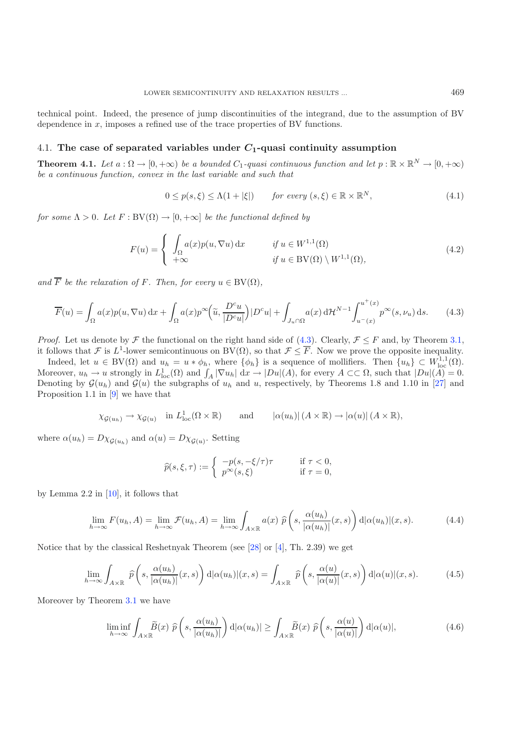technical point. Indeed, the presence of jump discontinuities of the integrand, due to the assumption of BV dependence in $x$, imposes a refined use of the trace properties of BV functions.

### 4.1. **The case of separated variables under $C_1$-quasi continuity assumption**

**Theorem 4.1.** *Let $a : \Omega \to [0, +\infty)$ be a bounded $C_1$-quasi continuous function and let $p : \mathbb{R} \times \mathbb{R}^N \to [0, +\infty)$ be a continuous function, convex in the last variable and such that*

$$0 \leq p(s, \xi) \leq \Lambda(1 + |\xi|) \qquad \textit{for every } (s, \xi) \in \mathbb{R} \times \mathbb{R}^N, \tag{4.1}$$

*for some $\Lambda > 0$. Let $F : \mathrm{BV}(\Omega) \to [0, +\infty]$ be the functional defined by*

$$F(u) = \begin{cases} \displaystyle\int_\Omega a(x) p(u, \nabla u) \, \mathrm{d}x & \textit{if } u \in W^{1,1}(\Omega) \\ +\infty & \textit{if } u \in \mathrm{BV}(\Omega) \setminus W^{1,1}(\Omega), \end{cases} \tag{4.2}$$

*and $\overline{F}$ be the relaxation of $F$. Then, for every $u \in \mathrm{BV}(\Omega)$,*

$$\overline{F}(u) = \int_\Omega a(x) p(u, \nabla u) \, \mathrm{d}x + \int_\Omega a(x) p^\infty\Big(\widetilde{u}, \frac{D^c u}{|D^c u|}\Big) |D^c u| + \int_{J_u \cap \Omega} a(x) \, \mathrm{d}\mathcal{H}^{N-1} \int_{u^-(x)}^{u^+(x)} p^\infty(s, \nu_u) \, \mathrm{d}s. \tag{4.3}$$

*Proof.* Let us denote by $\mathcal{F}$ the functional on the right hand side of (4.3). Clearly, $\mathcal{F} \leq F$ and, by Theorem 3.1, it follows that $\mathcal{F}$ is $L^1$-lower semicontinuous on $\mathrm{BV}(\Omega)$, so that $\mathcal{F} \leq \overline{F}$. Now we prove the opposite inequality.

Indeed, let $u \in \mathrm{BV}(\Omega)$ and $u_h = u * \phi_h$, where $\{\phi_h\}$ is a sequence of mollifiers. Then $\{u_h\} \subset W^{1,1}_{\mathrm{loc}}(\Omega)$. Moreover, $u_h \to u$ strongly in $L^1_{\mathrm{loc}}(\Omega)$ and $\int_A |\nabla u_h| \, \mathrm{d}x \to |Du|(A)$, for every $A \subset\subset \Omega$, such that $|Du|(\partial A) = 0$. Denoting by $\mathcal{G}(u_h)$ and $\mathcal{G}(u)$ the subgraphs of $u_h$ and $u$, respectively, by Theorems 1.8 and 1.10 in [27] and Proposition 1.1 in [9] we have that

$$\chi_{\mathcal{G}(u_h)} \to \chi_{\mathcal{G}(u)} \quad \text{in } L^1_{\mathrm{loc}}(\Omega \times \mathbb{R}) \qquad \text{and} \qquad |\alpha(u_h)| \, (A \times \mathbb{R}) \to |\alpha(u)| \, (A \times \mathbb{R}),$$

where $\alpha(u_h) = D\chi_{\mathcal{G}(u_h)}$ and $\alpha(u) = D\chi_{\mathcal{G}(u)}$. Setting

$$\widehat{p}(s, \xi, \tau) := \begin{cases} -p(s, -\xi/\tau)\tau & \text{if } \tau < 0, \\ p^\infty(s, \xi) & \text{if } \tau = 0, \end{cases}$$

by Lemma 2.2 in [10], it follows that

$$\lim_{h\to\infty} F(u_h, A) = \lim_{h\to\infty} \mathcal{F}(u_h, A) = \lim_{h\to\infty} \int_{A\times\mathbb{R}} a(x) \, \widehat{p}\left(s, \frac{\alpha(u_h)}{|\alpha(u_h)|}(x, s)\right) \mathrm{d}|\alpha(u_h)|(x, s). \tag{4.4}$$

Notice that by the classical Reshetnyak Theorem (see [28] or [4], Th. 2.39) we get

$$\lim_{h\to\infty} \int_{A\times\mathbb{R}} \widehat{p}\left(s, \frac{\alpha(u_h)}{|\alpha(u_h)|}(x, s)\right) \mathrm{d}|\alpha(u_h)|(x, s) = \int_{A\times\mathbb{R}} \widehat{p}\left(s, \frac{\alpha(u)}{|\alpha(u)|}(x, s)\right) \mathrm{d}|\alpha(u)|(x, s). \tag{4.5}$$

Moreover by Theorem 3.1 we have

$$\liminf_{h\to\infty} \int_{A\times\mathbb{R}} \widetilde{B}(x) \, \widehat{p}\left(s, \frac{\alpha(u_h)}{|\alpha(u_h)|}\right) \mathrm{d}|\alpha(u_h)| \geq \int_{A\times\mathbb{R}} \widetilde{B}(x) \, \widehat{p}\left(s, \frac{\alpha(u)}{|\alpha(u)|}\right) \mathrm{d}|\alpha(u)|, \tag{4.6}$$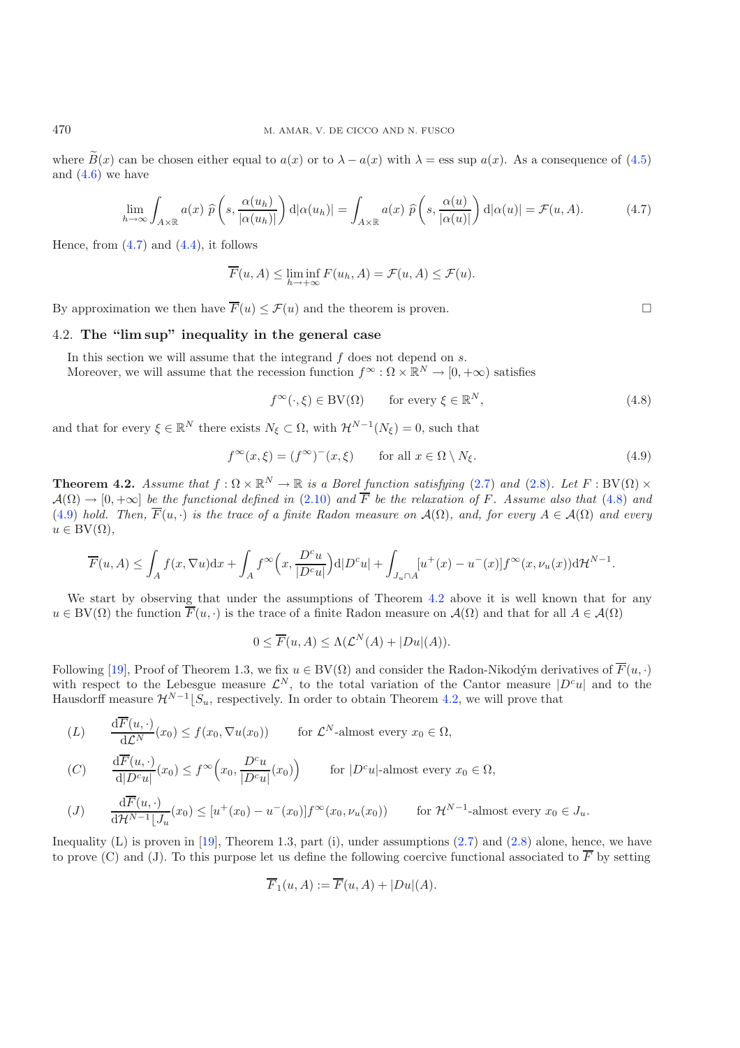where $\widetilde{B}(x)$ can be chosen either equal to $a(x)$ or to $\lambda - a(x)$ with $\lambda = \operatorname{ess\,sup} a(x)$. As a consequence of (4.5) and (4.6) we have

$$\lim_{h\to\infty}\int_{A\times\mathbb{R}} a(x)\,\widehat{p}\left(s,\frac{\alpha(u_h)}{|\alpha(u_h)|}\right)\mathrm{d}|\alpha(u_h)| = \int_{A\times\mathbb{R}} a(x)\,\widehat{p}\left(s,\frac{\alpha(u)}{|\alpha(u)|}\right)\mathrm{d}|\alpha(u)| = \mathcal{F}(u,A). \tag{4.7}$$

Hence, from (4.7) and (4.4), it follows

$$\overline{F}(u,A) \le \liminf_{h\to+\infty} F(u_h,A) = \mathcal{F}(u,A) \le \mathcal{F}(u).$$

By approximation we then have $\overline{F}(u) \le \mathcal{F}(u)$ and the theorem is proven. □

## 4.2. The "lim sup" inequality in the general case

In this section we will assume that the integrand $f$ does not depend on $s$.

Moreover, we will assume that the recession function $f^\infty : \Omega\times\mathbb{R}^N \to [0,+\infty)$ satisfies

$$f^\infty(\cdot,\xi) \in \mathrm{BV}(\Omega) \qquad \text{for every } \xi\in\mathbb{R}^N, \tag{4.8}$$

and that for every $\xi\in\mathbb{R}^N$ there exists $N_\xi\subset\Omega$, with $\mathcal{H}^{N-1}(N_\xi)=0$, such that

$$f^\infty(x,\xi) = (f^\infty)^-(x,\xi) \qquad \text{for all } x\in\Omega\setminus N_\xi. \tag{4.9}$$

**Theorem 4.2.** *Assume that $f : \Omega\times\mathbb{R}^N\to\mathbb{R}$ is a Borel function satisfying (2.7) and (2.8). Let $F : \mathrm{BV}(\Omega)\times\mathcal{A}(\Omega)\to[0,+\infty]$ be the functional defined in (2.10) and $\overline{F}$ be the relaxation of $F$. Assume also that (4.8) and (4.9) hold. Then, $\overline{F}(u,\cdot)$ is the trace of a finite Radon measure on $\mathcal{A}(\Omega)$, and, for every $A\in\mathcal{A}(\Omega)$ and every $u\in\mathrm{BV}(\Omega)$,*

$$\overline{F}(u,A) \le \int_A f(x,\nabla u)\mathrm{d}x + \int_A f^\infty\Big(x,\frac{D^c u}{|D^c u|}\Big)\mathrm{d}|D^c u| + \int_{J_u\cap A}[u^+(x)-u^-(x)]f^\infty(x,\nu_u(x))\mathrm{d}\mathcal{H}^{N-1}.$$

We start by observing that under the assumptions of Theorem 4.2 above it is well known that for any $u\in\mathrm{BV}(\Omega)$ the function $\overline{F}(u,\cdot)$ is the trace of a finite Radon measure on $\mathcal{A}(\Omega)$ and that for all $A\in\mathcal{A}(\Omega)$

$$0 \le \overline{F}(u,A) \le \Lambda(\mathcal{L}^N(A) + |Du|(A)).$$

Following [19], Proof of Theorem 1.3, we fix $u\in\mathrm{BV}(\Omega)$ and consider the Radon-Nikodým derivatives of $\overline{F}(u,\cdot)$ with respect to the Lebesgue measure $\mathcal{L}^N$, to the total variation of the Cantor measure $|D^c u|$ and to the Hausdorff measure $\mathcal{H}^{N-1}\lfloor S_u$, respectively. In order to obtain Theorem 4.2, we will prove that

$$(L) \qquad \frac{\mathrm{d}\overline{F}(u,\cdot)}{\mathrm{d}\mathcal{L}^N}(x_0) \le f(x_0,\nabla u(x_0)) \qquad \text{for } \mathcal{L}^N\text{-almost every } x_0\in\Omega,$$

$$(C) \qquad \frac{\mathrm{d}\overline{F}(u,\cdot)}{\mathrm{d}|D^c u|}(x_0) \le f^\infty\Big(x_0,\frac{D^c u}{|D^c u|}(x_0)\Big) \qquad \text{for } |D^c u|\text{-almost every } x_0\in\Omega,$$

$$(J) \qquad \frac{\mathrm{d}\overline{F}(u,\cdot)}{\mathrm{d}\mathcal{H}^{N-1}\lfloor J_u}(x_0) \le [u^+(x_0)-u^-(x_0)]f^\infty(x_0,\nu_u(x_0)) \qquad \text{for } \mathcal{H}^{N-1}\text{-almost every } x_0\in J_u.$$

Inequality (L) is proven in [19], Theorem 1.3, part (i), under assumptions (2.7) and (2.8) alone, hence, we have to prove (C) and (J). To this purpose let us define the following coercive functional associated to $\overline{F}$ by setting

$$\overline{F}_1(u,A) := \overline{F}(u,A) + |Du|(A).$$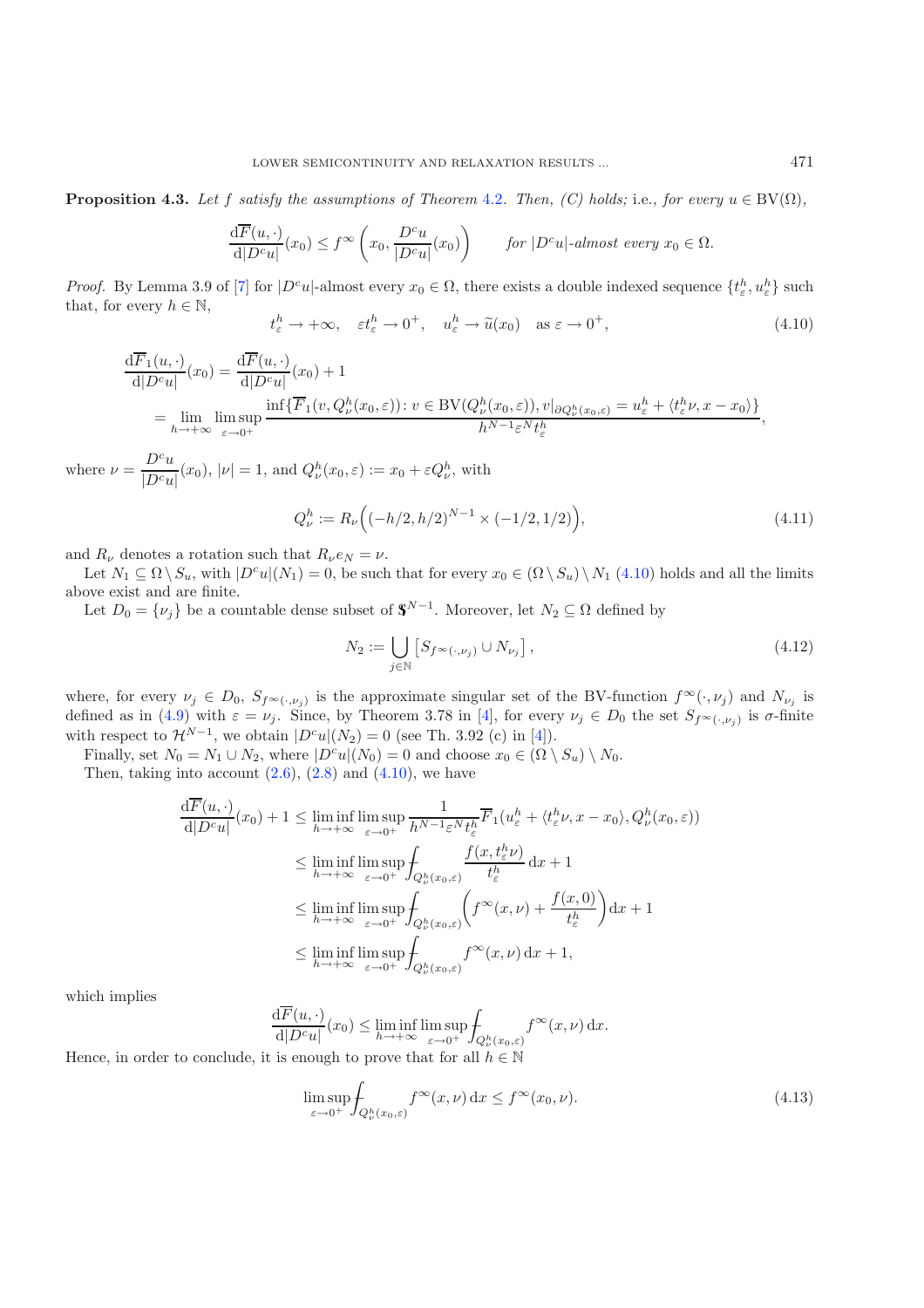**Proposition 4.3.** *Let $f$ satisfy the assumptions of Theorem 4.2. Then, (C) holds;* i.e.*, for every $u \in \mathrm{BV}(\Omega)$,*

$$\frac{\mathrm{d}\overline{F}(u,\cdot)}{\mathrm{d}|D^c u|}(x_0) \leq f^\infty\left(x_0, \frac{D^c u}{|D^c u|}(x_0)\right) \qquad \textit{for } |D^c u|\textit{-almost every } x_0 \in \Omega.$$

*Proof.* By Lemma 3.9 of [7] for $|D^c u|$-almost every $x_0 \in \Omega$, there exists a double indexed sequence $\{t_\varepsilon^h, u_\varepsilon^h\}$ such that, for every $h \in \mathbb{N}$,

$$t_\varepsilon^h \to +\infty, \quad \varepsilon t_\varepsilon^h \to 0^+, \quad u_\varepsilon^h \to \widetilde{u}(x_0) \quad \text{as } \varepsilon \to 0^+, \tag{4.10}$$

$$\begin{aligned}
\frac{\mathrm{d}\overline{F}_1(u,\cdot)}{\mathrm{d}|D^c u|}(x_0) &= \frac{\mathrm{d}\overline{F}(u,\cdot)}{\mathrm{d}|D^c u|}(x_0) + 1 \\
&= \lim_{h\to+\infty} \limsup_{\varepsilon\to 0^+} \frac{\inf\{\overline{F}_1(v, Q_\nu^h(x_0,\varepsilon)) \colon v \in \mathrm{BV}(Q_\nu^h(x_0,\varepsilon)), v|_{\partial Q_\nu^h(x_0,\varepsilon)} = u_\varepsilon^h + \langle t_\varepsilon^h \nu, x - x_0\rangle\}}{h^{N-1}\varepsilon^N t_\varepsilon^h},
\end{aligned}$$

where $\nu = \dfrac{D^c u}{|D^c u|}(x_0)$, $|\nu| = 1$, and $Q_\nu^h(x_0,\varepsilon) := x_0 + \varepsilon Q_\nu^h$, with

$$Q_\nu^h := R_\nu\Big((-h/2, h/2)^{N-1} \times (-1/2, 1/2)\Big), \tag{4.11}$$

and $R_\nu$ denotes a rotation such that $R_\nu e_N = \nu$.

Let $N_1 \subseteq \Omega \setminus S_u$, with $|D^c u|(N_1) = 0$, be such that for every $x_0 \in (\Omega \setminus S_u) \setminus N_1$ (4.10) holds and all the limits above exist and are finite.

Let $D_0 = \{\nu_j\}$ be a countable dense subset of $\mathbb{S}^{N-1}$. Moreover, let $N_2 \subseteq \Omega$ defined by

$$N_2 := \bigcup_{j\in\mathbb{N}} \left[S_{f^\infty(\cdot,\nu_j)} \cup N_{\nu_j}\right], \tag{4.12}$$

where, for every $\nu_j \in D_0$, $S_{f^\infty(\cdot,\nu_j)}$ is the approximate singular set of the BV-function $f^\infty(\cdot,\nu_j)$ and $N_{\nu_j}$ is defined as in (4.9) with $\varepsilon = \nu_j$. Since, by Theorem 3.78 in [4], for every $\nu_j \in D_0$ the set $S_{f^\infty(\cdot,\nu_j)}$ is $\sigma$-finite with respect to $\mathcal{H}^{N-1}$, we obtain $|D^c u|(N_2) = 0$ (see Th. 3.92 (c) in [4]).

Finally, set $N_0 = N_1 \cup N_2$, where $|D^c u|(N_0) = 0$ and choose $x_0 \in (\Omega \setminus S_u) \setminus N_0$.

Then, taking into account (2.6), (2.8) and (4.10), we have

$$\begin{aligned}
\frac{\mathrm{d}\overline{F}(u,\cdot)}{\mathrm{d}|D^c u|}(x_0) + 1 &\leq \liminf_{h\to+\infty} \limsup_{\varepsilon\to 0^+} \frac{1}{h^{N-1}\varepsilon^N t_\varepsilon^h} \overline{F}_1(u_\varepsilon^h + \langle t_\varepsilon^h \nu, x - x_0\rangle, Q_\nu^h(x_0,\varepsilon)) \\
&\leq \liminf_{h\to+\infty} \limsup_{\varepsilon\to 0^+} \fint_{Q_\nu^h(x_0,\varepsilon)} \frac{f(x, t_\varepsilon^h \nu)}{t_\varepsilon^h} \,\mathrm{d}x + 1 \\
&\leq \liminf_{h\to+\infty} \limsup_{\varepsilon\to 0^+} \fint_{Q_\nu^h(x_0,\varepsilon)} \left(f^\infty(x,\nu) + \frac{f(x,0)}{t_\varepsilon^h}\right) \mathrm{d}x + 1 \\
&\leq \liminf_{h\to+\infty} \limsup_{\varepsilon\to 0^+} \fint_{Q_\nu^h(x_0,\varepsilon)} f^\infty(x,\nu) \,\mathrm{d}x + 1,
\end{aligned}$$

which implies

$$\frac{\mathrm{d}\overline{F}(u,\cdot)}{\mathrm{d}|D^c u|}(x_0) \leq \liminf_{h\to+\infty} \limsup_{\varepsilon\to 0^+} \fint_{Q_\nu^h(x_0,\varepsilon)} f^\infty(x,\nu) \,\mathrm{d}x.$$

Hence, in order to conclude, it is enough to prove that for all $h \in \mathbb{N}$

$$\limsup_{\varepsilon\to 0^+} \fint_{Q_\nu^h(x_0,\varepsilon)} f^\infty(x,\nu) \,\mathrm{d}x \leq f^\infty(x_0,\nu). \tag{4.13}$$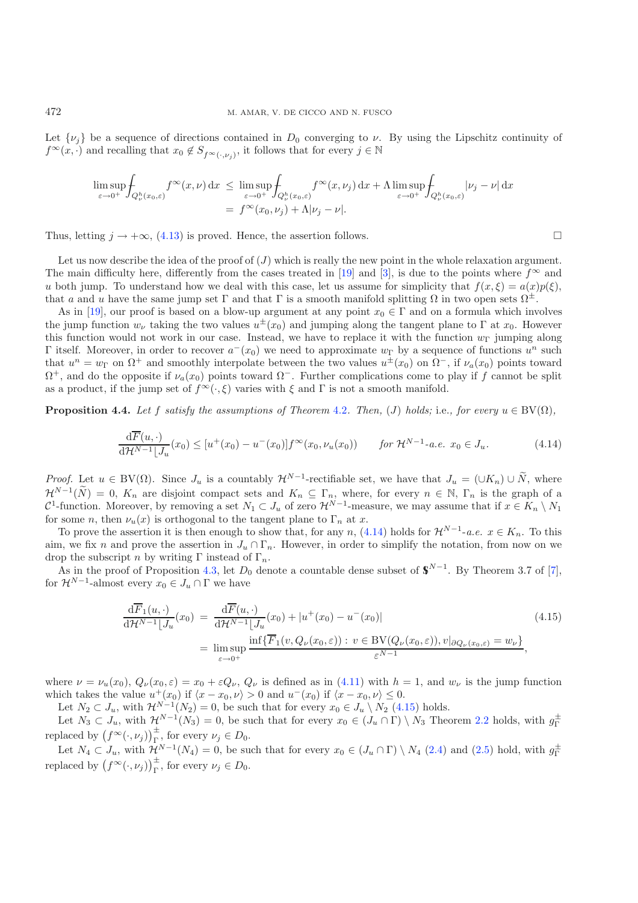Let $\{\nu_j\}$ be a sequence of directions contained in $D_0$ converging to $\nu$. By using the Lipschitz continuity of $f^\infty(x,\cdot)$ and recalling that $x_0 \notin S_{f^\infty(\cdot,\nu_j)}$, it follows that for every $j \in \mathbb{N}$

$$
\begin{aligned}
\limsup_{\varepsilon\to 0^+} \fint_{Q_\nu^h(x_0,\varepsilon)} f^\infty(x,\nu)\,\mathrm{d}x \;&\le\; \limsup_{\varepsilon\to 0^+} \fint_{Q_\nu^h(x_0,\varepsilon)} f^\infty(x,\nu_j)\,\mathrm{d}x + \Lambda \limsup_{\varepsilon\to 0^+} \fint_{Q_\nu^h(x_0,\varepsilon)} |\nu_j-\nu|\,\mathrm{d}x \\
&=\; f^\infty(x_0,\nu_j) + \Lambda|\nu_j-\nu|.
\end{aligned}
$$

Thus, letting $j \to +\infty$, (4.13) is proved. Hence, the assertion follows. $\square$

Let us now describe the idea of the proof of $(J)$ which is really the new point in the whole relaxation argument. The main difficulty here, differently from the cases treated in [19] and [3], is due to the points where $f^\infty$ and $u$ both jump. To understand how we deal with this case, let us assume for simplicity that $f(x,\xi) = a(x)p(\xi)$, that $a$ and $u$ have the same jump set $\Gamma$ and that $\Gamma$ is a smooth manifold splitting $\Omega$ in two open sets $\Omega^\pm$.

As in [19], our proof is based on a blow-up argument at any point $x_0 \in \Gamma$ and on a formula which involves the jump function $w_\nu$ taking the two values $u^\pm(x_0)$ and jumping along the tangent plane to $\Gamma$ at $x_0$. However this function would not work in our case. Instead, we have to replace it with the function $w_\Gamma$ jumping along $\Gamma$ itself. Moreover, in order to recover $a^-(x_0)$ we need to approximate $w_\Gamma$ by a sequence of functions $u^n$ such that $u^n = w_\Gamma$ on $\Omega^+$ and smoothly interpolate between the two values $u^\pm(x_0)$ on $\Omega^-$, if $\nu_a(x_0)$ points toward $\Omega^+$, and do the opposite if $\nu_a(x_0)$ points toward $\Omega^-$. Further complications come to play if $f$ cannot be split as a product, if the jump set of $f^\infty(\cdot,\xi)$ varies with $\xi$ and $\Gamma$ is not a smooth manifold.

**Proposition 4.4.** *Let $f$ satisfy the assumptions of Theorem 4.2. Then, $(J)$ holds;* i.e., *for every $u \in \mathrm{BV}(\Omega)$,*

$$
\frac{\mathrm{d}\overline{F}(u,\cdot)}{\mathrm{d}\mathcal{H}^{N-1}\lfloor J_u}(x_0) \le [u^+(x_0) - u^-(x_0)] f^\infty(x_0,\nu_u(x_0)) \qquad \textit{for } \mathcal{H}^{N-1}\textit{-a.e. } x_0 \in J_u. \tag{4.14}
$$

*Proof.* Let $u \in \mathrm{BV}(\Omega)$. Since $J_u$ is a countably $\mathcal{H}^{N-1}$-rectifiable set, we have that $J_u = (\cup K_n) \cup \widetilde{N}$, where $\mathcal{H}^{N-1}(\widetilde{N}) = 0$, $K_n$ are disjoint compact sets and $K_n \subseteq \Gamma_n$, where, for every $n \in \mathbb{N}$, $\Gamma_n$ is the graph of a $\mathcal{C}^1$-function. Moreover, by removing a set $N_1 \subset J_u$ of zero $\mathcal{H}^{N-1}$-measure, we may assume that if $x \in K_n \setminus N_1$ for some $n$, then $\nu_u(x)$ is orthogonal to the tangent plane to $\Gamma_n$ at $x$.

To prove the assertion it is then enough to show that, for any $n$, (4.14) holds for $\mathcal{H}^{N-1}$-*a.e.* $x \in K_n$. To this aim, we fix $n$ and prove the assertion in $J_u \cap \Gamma_n$. However, in order to simplify the notation, from now on we drop the subscript $n$ by writing $\Gamma$ instead of $\Gamma_n$.

As in the proof of Proposition 4.3, let $D_0$ denote a countable dense subset of $\mathbf{S}^{N-1}$. By Theorem 3.7 of [7], for $\mathcal{H}^{N-1}$-almost every $x_0 \in J_u \cap \Gamma$ we have

$$
\begin{aligned}
\frac{\mathrm{d}\overline{F}_1(u,\cdot)}{\mathrm{d}\mathcal{H}^{N-1}\lfloor J_u}(x_0) \;&=\; \frac{\mathrm{d}\overline{F}(u,\cdot)}{\mathrm{d}\mathcal{H}^{N-1}\lfloor J_u}(x_0) + |u^+(x_0) - u^-(x_0)| \\
&=\; \limsup_{\varepsilon\to 0^+} \frac{\inf\{\overline{F}_1(v, Q_\nu(x_0,\varepsilon)) : \, v \in \mathrm{BV}(Q_\nu(x_0,\varepsilon)), v|_{\partial Q_\nu(x_0,\varepsilon)} = w_\nu\}}{\varepsilon^{N-1}},
\end{aligned} \tag{4.15}
$$

where $\nu = \nu_u(x_0)$, $Q_\nu(x_0,\varepsilon) = x_0 + \varepsilon Q_\nu$, $Q_\nu$ is defined as in (4.11) with $h=1$, and $w_\nu$ is the jump function which takes the value $u^+(x_0)$ if $\langle x - x_0, \nu\rangle > 0$ and $u^-(x_0)$ if $\langle x - x_0, \nu\rangle \le 0$.

Let $N_2 \subset J_u$, with $\mathcal{H}^{N-1}(N_2) = 0$, be such that for every $x_0 \in J_u \setminus N_2$ (4.15) holds.

Let $N_3 \subset J_u$, with $\mathcal{H}^{N-1}(N_3) = 0$, be such that for every $x_0 \in (J_u \cap \Gamma) \setminus N_3$ Theorem 2.2 holds, with $g_\Gamma^\pm$ replaced by $\left(f^\infty(\cdot,\nu_j)\right)_\Gamma^\pm$, for every $\nu_j \in D_0$.

Let $N_4 \subset J_u$, with $\mathcal{H}^{N-1}(N_4) = 0$, be such that for every $x_0 \in (J_u \cap \Gamma) \setminus N_4$ (2.4) and (2.5) hold, with $g_\Gamma^\pm$ replaced by $\left(f^\infty(\cdot,\nu_j)\right)_\Gamma^\pm$, for every $\nu_j \in D_0$.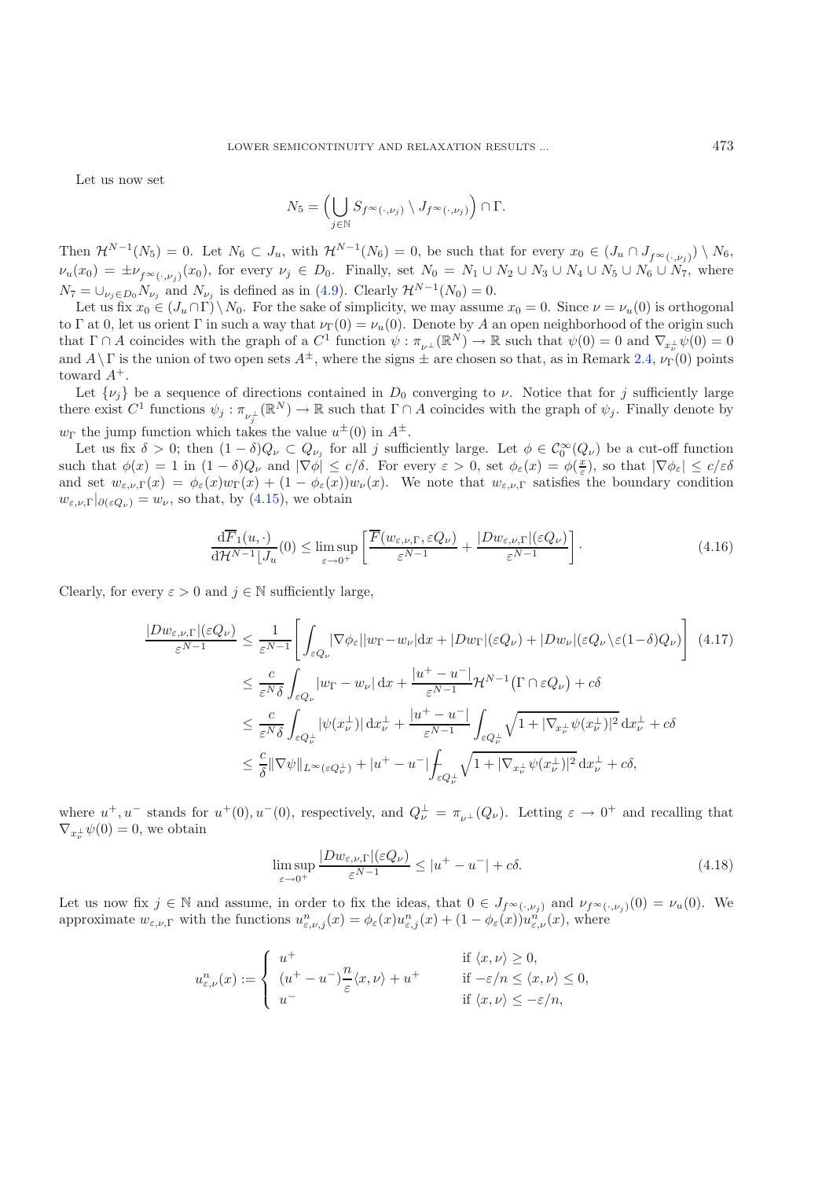Let us now set

$$N_5 = \Big( \bigcup_{j \in \mathbb{N}} S_{f^\infty(\cdot,\nu_j)} \setminus J_{f^\infty(\cdot,\nu_j)} \Big) \cap \Gamma.$$

Then $\mathcal{H}^{N-1}(N_5) = 0$. Let $N_6 \subset J_u$, with $\mathcal{H}^{N-1}(N_6) = 0$, be such that for every $x_0 \in (J_u \cap J_{f^\infty(\cdot,\nu_j)}) \setminus N_6$, $\nu_u(x_0) = \pm \nu_{f^\infty(\cdot,\nu_j)}(x_0)$, for every $\nu_j \in D_0$. Finally, set $N_0 = N_1 \cup N_2 \cup N_3 \cup N_4 \cup N_5 \cup N_6 \cup N_7$, where $N_7 = \cup_{\nu_j \in D_0} N_{\nu_j}$ and $N_{\nu_j}$ is defined as in (4.9). Clearly $\mathcal{H}^{N-1}(N_0) = 0$.

Let us fix $x_0 \in (J_u \cap \Gamma) \setminus N_0$. For the sake of simplicity, we may assume $x_0 = 0$. Since $\nu = \nu_u(0)$ is orthogonal to $\Gamma$ at 0, let us orient $\Gamma$ in such a way that $\nu_\Gamma(0) = \nu_u(0)$. Denote by $A$ an open neighborhood of the origin such that $\Gamma \cap A$ coincides with the graph of a $C^1$ function $\psi : \pi_{\nu^\perp}(\mathbb{R}^N) \to \mathbb{R}$ such that $\psi(0) = 0$ and $\nabla_{x_\nu^\perp} \psi(0) = 0$ and $A \setminus \Gamma$ is the union of two open sets $A^\pm$, where the signs $\pm$ are chosen so that, as in Remark 2.4, $\nu_\Gamma(0)$ points toward $A^+$.

Let $\{\nu_j\}$ be a sequence of directions contained in $D_0$ converging to $\nu$. Notice that for $j$ sufficiently large there exist $C^1$ functions $\psi_j : \pi_{\nu_j^\perp}(\mathbb{R}^N) \to \mathbb{R}$ such that $\Gamma \cap A$ coincides with the graph of $\psi_j$. Finally denote by $w_\Gamma$ the jump function which takes the value $u^\pm(0)$ in $A^\pm$.

Let us fix $\delta > 0$; then $(1-\delta)Q_\nu \subset Q_{\nu_j}$ for all $j$ sufficiently large. Let $\phi \in \mathcal{C}_0^\infty(Q_\nu)$ be a cut-off function such that $\phi(x) = 1$ in $(1-\delta)Q_\nu$ and $|\nabla \phi| \le c/\delta$. For every $\varepsilon > 0$, set $\phi_\varepsilon(x) = \phi(\frac{x}{\varepsilon})$, so that $|\nabla \phi_\varepsilon| \le c/\varepsilon\delta$ and set $w_{\varepsilon,\nu,\Gamma}(x) = \phi_\varepsilon(x) w_\Gamma(x) + (1 - \phi_\varepsilon(x)) w_\nu(x)$. We note that $w_{\varepsilon,\nu,\Gamma}$ satisfies the boundary condition $w_{\varepsilon,\nu,\Gamma}|_{\partial(\varepsilon Q_\nu)} = w_\nu$, so that, by (4.15), we obtain

$$\frac{\mathrm{d}\overline{F}_1(u,\cdot)}{\mathrm{d}\mathcal{H}^{N-1}\lfloor J_u}(0) \le \limsup_{\varepsilon \to 0^+} \left[ \frac{\overline{F}(w_{\varepsilon,\nu,\Gamma}, \varepsilon Q_\nu)}{\varepsilon^{N-1}} + \frac{|Dw_{\varepsilon,\nu,\Gamma}|(\varepsilon Q_\nu)}{\varepsilon^{N-1}} \right]. \tag{4.16}$$

Clearly, for every $\varepsilon > 0$ and $j \in \mathbb{N}$ sufficiently large,

$$\begin{aligned}
\frac{|Dw_{\varepsilon,\nu,\Gamma}|(\varepsilon Q_\nu)}{\varepsilon^{N-1}} &\le \frac{1}{\varepsilon^{N-1}} \left[ \int_{\varepsilon Q_\nu} |\nabla \phi_\varepsilon| |w_\Gamma - w_\nu| \mathrm{d}x + |Dw_\Gamma|(\varepsilon Q_\nu) + |Dw_\nu|(\varepsilon Q_\nu \setminus \varepsilon(1-\delta)Q_\nu) \right] \\
&\le \frac{c}{\varepsilon^N \delta} \int_{\varepsilon Q_\nu} |w_\Gamma - w_\nu| \, \mathrm{d}x + \frac{|u^+ - u^-|}{\varepsilon^{N-1}} \mathcal{H}^{N-1}\big(\Gamma \cap \varepsilon Q_\nu\big) + c\delta \\
&\le \frac{c}{\varepsilon^N \delta} \int_{\varepsilon Q_\nu^\perp} |\psi(x_\nu^\perp)| \, \mathrm{d}x_\nu^\perp + \frac{|u^+ - u^-|}{\varepsilon^{N-1}} \int_{\varepsilon Q_\nu^\perp} \sqrt{1 + |\nabla_{x_\nu^\perp} \psi(x_\nu^\perp)|^2} \, \mathrm{d}x_\nu^\perp + c\delta \\
&\le \frac{c}{\delta} \|\nabla \psi\|_{L^\infty(\varepsilon Q_\nu^\perp)} + |u^+ - u^-| \fint_{\varepsilon Q_\nu^\perp} \sqrt{1 + |\nabla_{x_\nu^\perp} \psi(x_\nu^\perp)|^2} \, \mathrm{d}x_\nu^\perp + c\delta,
\end{aligned} \tag{4.17}$$

where $u^+, u^-$ stands for $u^+(0), u^-(0)$, respectively, and $Q_\nu^\perp = \pi_{\nu^\perp}(Q_\nu)$. Letting $\varepsilon \to 0^+$ and recalling that $\nabla_{x_\nu^\perp} \psi(0) = 0$, we obtain

$$\limsup_{\varepsilon \to 0^+} \frac{|Dw_{\varepsilon,\nu,\Gamma}|(\varepsilon Q_\nu)}{\varepsilon^{N-1}} \le |u^+ - u^-| + c\delta. \tag{4.18}$$

Let us now fix $j \in \mathbb{N}$ and assume, in order to fix the ideas, that $0 \in J_{f^\infty(\cdot,\nu_j)}$ and $\nu_{f^\infty(\cdot,\nu_j)}(0) = \nu_u(0)$. We approximate $w_{\varepsilon,\nu,\Gamma}$ with the functions $u^n_{\varepsilon,\nu,j}(x) = \phi_\varepsilon(x) u^n_{\varepsilon,j}(x) + (1 - \phi_\varepsilon(x)) u^n_{\varepsilon,\nu}(x)$, where

$$u^n_{\varepsilon,\nu}(x) := \begin{cases} u^+ & \text{if } \langle x, \nu \rangle \ge 0, \\ (u^+ - u^-) \dfrac{n}{\varepsilon} \langle x, \nu \rangle + u^+ & \text{if } -\varepsilon/n \le \langle x, \nu \rangle \le 0, \\ u^- & \text{if } \langle x, \nu \rangle \le -\varepsilon/n, \end{cases}$$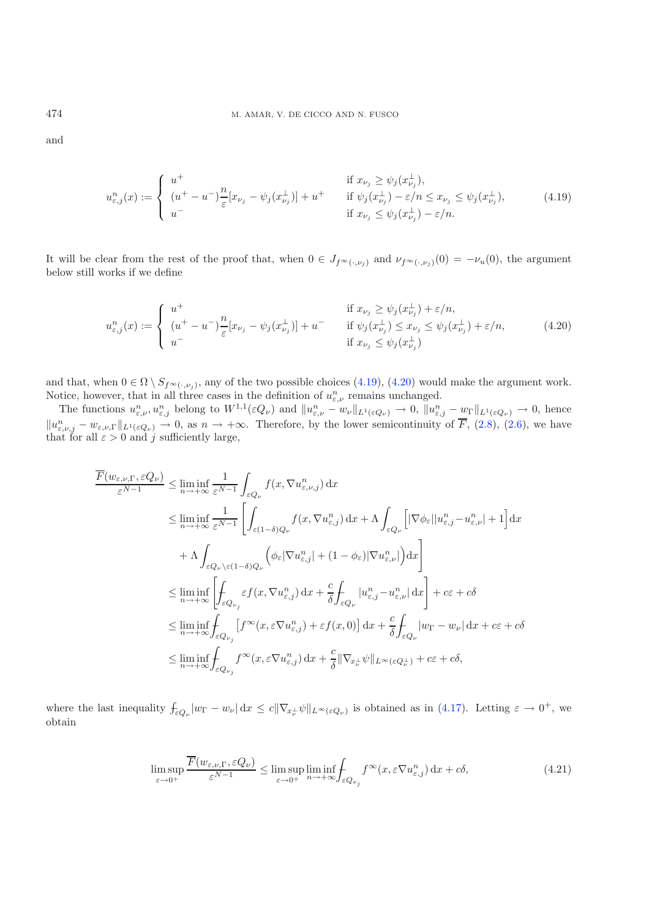and

$$
u^n_{\varepsilon,j}(x) := \begin{cases} u^+ & \text{if } x_{\nu_j} \geq \psi_j(x^\perp_{\nu_j}), \\ (u^+ - u^-)\dfrac{n}{\varepsilon}[x_{\nu_j} - \psi_j(x^\perp_{\nu_j})] + u^+ & \text{if } \psi_j(x^\perp_{\nu_j}) - \varepsilon/n \leq x_{\nu_j} \leq \psi_j(x^\perp_{\nu_j}), \\ u^- & \text{if } x_{\nu_j} \leq \psi_j(x^\perp_{\nu_j}) - \varepsilon/n. \end{cases} \tag{4.19}
$$

It will be clear from the rest of the proof that, when $0 \in J_{f^\infty(\cdot,\nu_j)}$ and $\nu_{f^\infty(\cdot,\nu_j)}(0) = -\nu_u(0)$, the argument below still works if we define

$$
u^n_{\varepsilon,j}(x) := \begin{cases} u^+ & \text{if } x_{\nu_j} \geq \psi_j(x^\perp_{\nu_j}) + \varepsilon/n, \\ (u^+ - u^-)\dfrac{n}{\varepsilon}[x_{\nu_j} - \psi_j(x^\perp_{\nu_j})] + u^- & \text{if } \psi_j(x^\perp_{\nu_j}) \leq x_{\nu_j} \leq \psi_j(x^\perp_{\nu_j}) + \varepsilon/n, \\ u^- & \text{if } x_{\nu_j} \leq \psi_j(x^\perp_{\nu_j}) \end{cases} \tag{4.20}
$$

and that, when $0 \in \Omega \setminus S_{f^\infty(\cdot,\nu_j)}$, any of the two possible choices (4.19), (4.20) would make the argument work. Notice, however, that in all three cases in the definition of $u^n_{\varepsilon,\nu}$ remains unchanged.

The functions $u^n_{\varepsilon,\nu}, u^n_{\varepsilon,j}$ belong to $W^{1,1}(\varepsilon Q_\nu)$ and $\|u^n_{\varepsilon,\nu} - w_\nu\|_{L^1(\varepsilon Q_\nu)} \to 0$, $\|u^n_{\varepsilon,j} - w_\Gamma\|_{L^1(\varepsilon Q_\nu)} \to 0$, hence $\|u^n_{\varepsilon,\nu,j} - w_{\varepsilon,\nu,\Gamma}\|_{L^1(\varepsilon Q_\nu)} \to 0$, as $n \to +\infty$. Therefore, by the lower semicontinuity of $\overline{F}$, (2.8), (2.6), we have that for all $\varepsilon > 0$ and $j$ sufficiently large,

$$
\begin{aligned}
\frac{\overline{F}(w_{\varepsilon,\nu,\Gamma}, \varepsilon Q_\nu)}{\varepsilon^{N-1}} &\leq \liminf_{n\to+\infty} \frac{1}{\varepsilon^{N-1}} \int_{\varepsilon Q_\nu} f(x, \nabla u^n_{\varepsilon,\nu,j})\, \mathrm{d}x \\
&\leq \liminf_{n\to+\infty} \frac{1}{\varepsilon^{N-1}} \left[ \int_{\varepsilon(1-\delta)Q_\nu} f(x, \nabla u^n_{\varepsilon,j})\, \mathrm{d}x + \Lambda \int_{\varepsilon Q_\nu} \Big[ |\nabla \phi_\varepsilon| |u^n_{\varepsilon,j} - u^n_{\varepsilon,\nu}| + 1 \Big] \mathrm{d}x \right. \\
&\quad \left. + \Lambda \int_{\varepsilon Q_\nu \setminus \varepsilon(1-\delta)Q_\nu} \Big( \phi_\varepsilon |\nabla u^n_{\varepsilon,j}| + (1-\phi_\varepsilon)|\nabla u^n_{\varepsilon,\nu}| \Big) \mathrm{d}x \right] \\
&\leq \liminf_{n\to+\infty} \left[ \fint_{\varepsilon Q_{\nu_j}} \varepsilon f(x, \nabla u^n_{\varepsilon,j})\, \mathrm{d}x + \frac{c}{\delta} \fint_{\varepsilon Q_\nu} |u^n_{\varepsilon,j} - u^n_{\varepsilon,\nu}|\, \mathrm{d}x \right] + c\varepsilon + c\delta \\
&\leq \liminf_{n\to+\infty} \fint_{\varepsilon Q_{\nu_j}} \big[ f^\infty(x, \varepsilon \nabla u^n_{\varepsilon,j}) + \varepsilon f(x,0) \big] \mathrm{d}x + \frac{c}{\delta} \fint_{\varepsilon Q_\nu} |w_\Gamma - w_\nu|\, \mathrm{d}x + c\varepsilon + c\delta \\
&\leq \liminf_{n\to+\infty} \fint_{\varepsilon Q_{\nu_j}} f^\infty(x, \varepsilon \nabla u^n_{\varepsilon,j})\, \mathrm{d}x + \frac{c}{\delta} \|\nabla_{x^\perp_\nu} \psi\|_{L^\infty(\varepsilon Q^\perp_\nu)} + c\varepsilon + c\delta,
\end{aligned}
$$

where the last inequality $\fint_{\varepsilon Q_\nu} |w_\Gamma - w_\nu|\, \mathrm{d}x \leq c \|\nabla_{x^\perp_\nu} \psi\|_{L^\infty(\varepsilon Q_\nu)}$ is obtained as in (4.17). Letting $\varepsilon \to 0^+$, we obtain

$$
\limsup_{\varepsilon\to 0^+} \frac{\overline{F}(w_{\varepsilon,\nu,\Gamma}, \varepsilon Q_\nu)}{\varepsilon^{N-1}} \leq \limsup_{\varepsilon\to 0^+} \liminf_{n\to+\infty} \fint_{\varepsilon Q_{\nu_j}} f^\infty(x, \varepsilon \nabla u^n_{\varepsilon,j})\, \mathrm{d}x + c\delta, \tag{4.21}
$$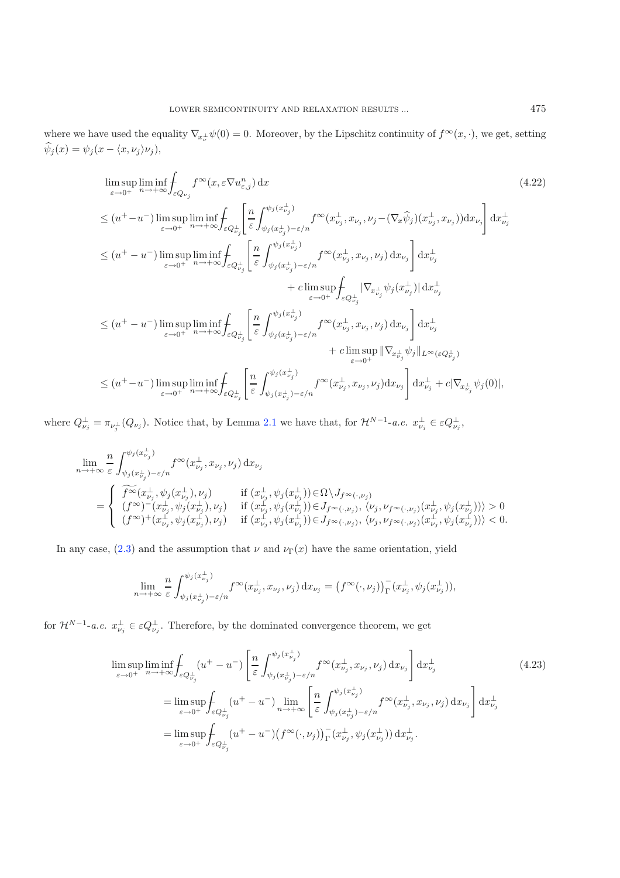where we have used the equality $\nabla_{x_\nu^\perp}\psi(0) = 0$. Moreover, by the Lipschitz continuity of $f^\infty(x,\cdot)$, we get, setting $\widehat{\psi}_j(x) = \psi_j(x - \langle x, \nu_j\rangle \nu_j)$,

$$
\begin{aligned}
&\limsup_{\varepsilon\to 0^+}\liminf_{n\to+\infty} \fint_{\varepsilon Q_{\nu_j}} f^\infty(x, \varepsilon \nabla u^n_{\varepsilon,j})\,\mathrm{d}x \qquad (4.22)\\
&\le (u^+ - u^-)\limsup_{\varepsilon\to 0^+}\liminf_{n\to+\infty}\fint_{\varepsilon Q^\perp_{\nu_j}}\left[\frac{n}{\varepsilon}\int_{\psi_j(x^\perp_{\nu_j})-\varepsilon/n}^{\psi_j(x^\perp_{\nu_j})} f^\infty(x^\perp_{\nu_j}, x_{\nu_j}, \nu_j - (\nabla_x \widehat{\psi}_j)(x^\perp_{\nu_j}, x_{\nu_j}))\mathrm{d}x_{\nu_j}\right]\mathrm{d}x^\perp_{\nu_j}\\
&\le (u^+ - u^-)\limsup_{\varepsilon\to 0^+}\liminf_{n\to+\infty}\fint_{\varepsilon Q^\perp_{\nu_j}}\left[\frac{n}{\varepsilon}\int_{\psi_j(x^\perp_{\nu_j})-\varepsilon/n}^{\psi_j(x^\perp_{\nu_j})} f^\infty(x^\perp_{\nu_j}, x_{\nu_j}, \nu_j)\,\mathrm{d}x_{\nu_j}\right]\mathrm{d}x^\perp_{\nu_j}\\
&\qquad\qquad + c\limsup_{\varepsilon\to 0^+}\fint_{\varepsilon Q^\perp_{\nu_j}} |\nabla_{x^\perp_{\nu_j}}\psi_j(x^\perp_{\nu_j})|\,\mathrm{d}x^\perp_{\nu_j}\\
&\le (u^+ - u^-)\limsup_{\varepsilon\to 0^+}\liminf_{n\to+\infty}\fint_{\varepsilon Q^\perp_{\nu_j}}\left[\frac{n}{\varepsilon}\int_{\psi_j(x^\perp_{\nu_j})-\varepsilon/n}^{\psi_j(x^\perp_{\nu_j})} f^\infty(x^\perp_{\nu_j}, x_{\nu_j}, \nu_j)\,\mathrm{d}x_{\nu_j}\right]\mathrm{d}x^\perp_{\nu_j}\\
&\qquad\qquad + c\limsup_{\varepsilon\to 0^+}\|\nabla_{x^\perp_{\nu_j}}\psi_j\|_{L^\infty(\varepsilon Q^\perp_{\nu_j})}\\
&\le (u^+ - u^-)\limsup_{\varepsilon\to 0^+}\liminf_{n\to+\infty}\fint_{\varepsilon Q^\perp_{\nu_j}}\left[\frac{n}{\varepsilon}\int_{\psi_j(x^\perp_{\nu_j})-\varepsilon/n}^{\psi_j(x^\perp_{\nu_j})} f^\infty(x^\perp_{\nu_j}, x_{\nu_j}, \nu_j)\mathrm{d}x_{\nu_j}\right]\mathrm{d}x^\perp_{\nu_j} + c|\nabla_{x^\perp_{\nu_j}}\psi_j(0)|,
\end{aligned}
$$

where $Q^\perp_{\nu_j} = \pi_{\nu_j^\perp}(Q_{\nu_j})$. Notice that, by Lemma 2.1 we have that, for $\mathcal{H}^{N-1}$-*a.e.* $x^\perp_{\nu_j} \in \varepsilon Q^\perp_{\nu_j}$,

$$
\begin{aligned}
&\lim_{n\to+\infty}\frac{n}{\varepsilon}\int_{\psi_j(x^\perp_{\nu_j})-\varepsilon/n}^{\psi_j(x^\perp_{\nu_j})} f^\infty(x^\perp_{\nu_j}, x_{\nu_j}, \nu_j)\,\mathrm{d}x_{\nu_j}\\
&= \begin{cases} \widetilde{f^\infty}(x^\perp_{\nu_j}, \psi_j(x^\perp_{\nu_j}), \nu_j) & \text{if } (x^\perp_{\nu_j}, \psi_j(x^\perp_{\nu_j})) \in \Omega\setminus J_{f^\infty(\cdot,\nu_j)}\\ (f^\infty)^-(x^\perp_{\nu_j}, \psi_j(x^\perp_{\nu_j}), \nu_j) & \text{if } (x^\perp_{\nu_j}, \psi_j(x^\perp_{\nu_j})) \in J_{f^\infty(\cdot,\nu_j)},\ \langle \nu_j, \nu_{f^\infty(\cdot,\nu_j)}(x^\perp_{\nu_j}, \psi_j(x^\perp_{\nu_j}))\rangle > 0\\ (f^\infty)^+(x^\perp_{\nu_j}, \psi_j(x^\perp_{\nu_j}), \nu_j) & \text{if } (x^\perp_{\nu_j}, \psi_j(x^\perp_{\nu_j})) \in J_{f^\infty(\cdot,\nu_j)},\ \langle \nu_j, \nu_{f^\infty(\cdot,\nu_j)}(x^\perp_{\nu_j}, \psi_j(x^\perp_{\nu_j}))\rangle < 0. \end{cases}
\end{aligned}
$$

In any case, (2.3) and the assumption that $\nu$ and $\nu_\Gamma(x)$ have the same orientation, yield

$$
\lim_{n\to+\infty}\frac{n}{\varepsilon}\int_{\psi_j(x^\perp_{\nu_j})-\varepsilon/n}^{\psi_j(x^\perp_{\nu_j})} f^\infty(x^\perp_{\nu_j}, x_{\nu_j}, \nu_j)\,\mathrm{d}x_{\nu_j} = \big(f^\infty(\cdot,\nu_j)\big)^-_\Gamma(x^\perp_{\nu_j}, \psi_j(x^\perp_{\nu_j})),
$$

for $\mathcal{H}^{N-1}$-*a.e.* $x^\perp_{\nu_j} \in \varepsilon Q^\perp_{\nu_j}$. Therefore, by the dominated convergence theorem, we get

$$
\begin{aligned}
&\limsup_{\varepsilon\to 0^+}\liminf_{n\to+\infty}\fint_{\varepsilon Q^\perp_{\nu_j}}(u^+ - u^-)\left[\frac{n}{\varepsilon}\int_{\psi_j(x^\perp_{\nu_j})-\varepsilon/n}^{\psi_j(x^\perp_{\nu_j})} f^\infty(x^\perp_{\nu_j}, x_{\nu_j}, \nu_j)\,\mathrm{d}x_{\nu_j}\right]\mathrm{d}x^\perp_{\nu_j} \qquad (4.23)\\
&= \limsup_{\varepsilon\to 0^+}\fint_{\varepsilon Q^\perp_{\nu_j}}(u^+ - u^-)\lim_{n\to+\infty}\left[\frac{n}{\varepsilon}\int_{\psi_j(x^\perp_{\nu_j})-\varepsilon/n}^{\psi_j(x^\perp_{\nu_j})} f^\infty(x^\perp_{\nu_j}, x_{\nu_j}, \nu_j)\,\mathrm{d}x_{\nu_j}\right]\mathrm{d}x^\perp_{\nu_j}\\
&= \limsup_{\varepsilon\to 0^+}\fint_{\varepsilon Q^\perp_{\nu_j}}(u^+ - u^-)\big(f^\infty(\cdot,\nu_j)\big)^-_\Gamma(x^\perp_{\nu_j}, \psi_j(x^\perp_{\nu_j}))\,\mathrm{d}x^\perp_{\nu_j}.
\end{aligned}
$$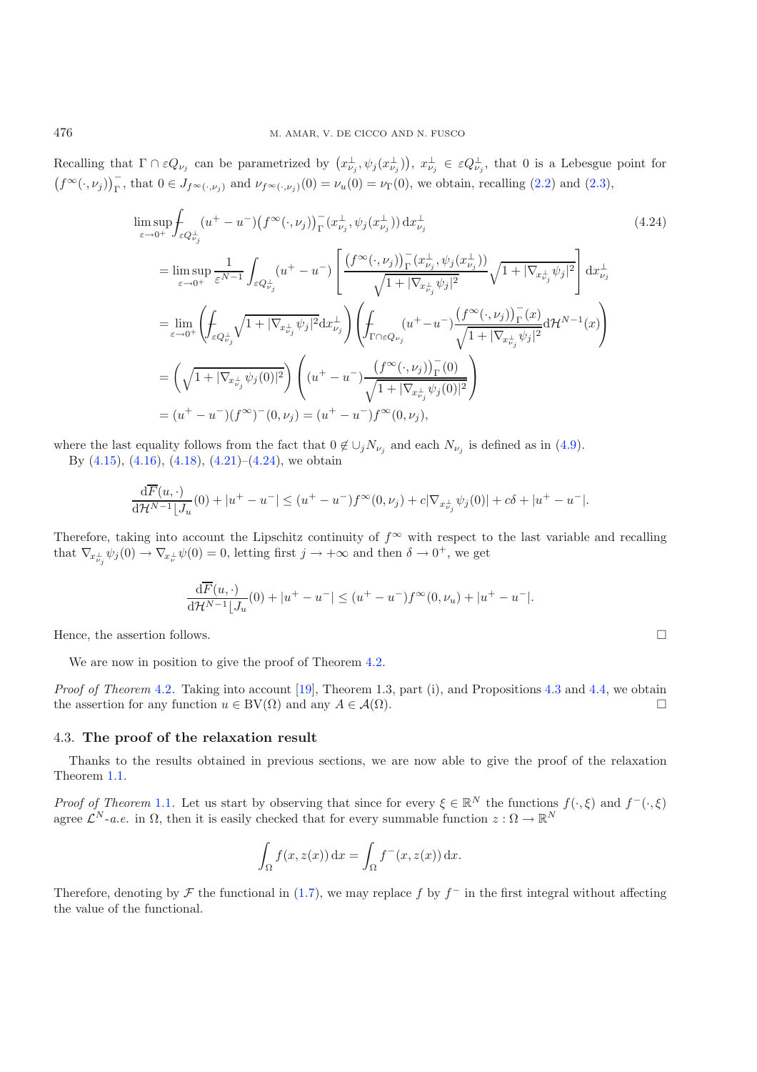Recalling that $\Gamma \cap \varepsilon Q_{\nu_j}$ can be parametrized by $\left(x_{\nu_j}^\perp, \psi_j(x_{\nu_j}^\perp)\right)$, $x_{\nu_j}^\perp \in \varepsilon Q_{\nu_j}^\perp$, that 0 is a Lebesgue point for $\left(f^\infty(\cdot,\nu_j)\right)_\Gamma^-$, that $0 \in J_{f^\infty(\cdot,\nu_j)}$ and $\nu_{f^\infty(\cdot,\nu_j)}(0) = \nu_u(0) = \nu_\Gamma(0)$, we obtain, recalling (2.2) and (2.3),

$$
\begin{aligned}
&\limsup_{\varepsilon\to 0^+} ⨍_{\varepsilon Q_{\nu_j}^\perp} (u^+ - u^-)\left(f^\infty(\cdot,\nu_j)\right)_\Gamma^-(x_{\nu_j}^\perp, \psi_j(x_{\nu_j}^\perp))\,\mathrm{d}x_{\nu_j}^\perp \qquad (4.24)\\
&= \limsup_{\varepsilon\to 0^+} \frac{1}{\varepsilon^{N-1}} \int_{\varepsilon Q_{\nu_j}^\perp} (u^+ - u^-)\left[\frac{\left(f^\infty(\cdot,\nu_j)\right)_\Gamma^-(x_{\nu_j}^\perp, \psi_j(x_{\nu_j}^\perp))}{\sqrt{1+|\nabla_{x_{\nu_j}^\perp}\psi_j|^2}}\sqrt{1+|\nabla_{x_{\nu_j}^\perp}\psi_j|^2}\right]\mathrm{d}x_{\nu_j}^\perp\\
&= \lim_{\varepsilon\to 0^+}\left(⨍_{\varepsilon Q_{\nu_j}^\perp}\sqrt{1+|\nabla_{x_{\nu_j}^\perp}\psi_j|^2}\,\mathrm{d}x_{\nu_j}^\perp\right)\left(⨍_{\Gamma\cap\varepsilon Q_{\nu_j}}(u^+ - u^-)\frac{\left(f^\infty(\cdot,\nu_j)\right)_\Gamma^-(x)}{\sqrt{1+|\nabla_{x_{\nu_j}^\perp}\psi_j|^2}}\mathrm{d}\mathcal{H}^{N-1}(x)\right)\\
&= \left(\sqrt{1+|\nabla_{x_{\nu_j}^\perp}\psi_j(0)|^2}\right)\left((u^+ - u^-)\frac{\left(f^\infty(\cdot,\nu_j)\right)_\Gamma^-(0)}{\sqrt{1+|\nabla_{x_{\nu_j}^\perp}\psi_j(0)|^2}}\right)\\
&= (u^+ - u^-)(f^\infty)^-(0,\nu_j) = (u^+ - u^-)f^\infty(0,\nu_j),
\end{aligned}
$$

where the last equality follows from the fact that $0 \notin \cup_j N_{\nu_j}$ and each $N_{\nu_j}$ is defined as in (4.9).

By (4.15), (4.16), (4.18), (4.21)–(4.24), we obtain

$$
\frac{\mathrm{d}\overline{F}(u,\cdot)}{\mathrm{d}\mathcal{H}^{N-1}\lfloor J_u}(0) + |u^+ - u^-| \le (u^+ - u^-)f^\infty(0,\nu_j) + c|\nabla_{x_{\nu_j}^\perp}\psi_j(0)| + c\delta + |u^+ - u^-|.
$$

Therefore, taking into account the Lipschitz continuity of $f^\infty$ with respect to the last variable and recalling that $\nabla_{x_{\nu_j}^\perp}\psi_j(0) \to \nabla_{x_\nu^\perp}\psi(0) = 0$, letting first $j \to +\infty$ and then $\delta \to 0^+$, we get

$$
\frac{\mathrm{d}\overline{F}(u,\cdot)}{\mathrm{d}\mathcal{H}^{N-1}\lfloor J_u}(0) + |u^+ - u^-| \le (u^+ - u^-)f^\infty(0,\nu_u) + |u^+ - u^-|.
$$

Hence, the assertion follows. ☐

We are now in position to give the proof of Theorem 4.2.

*Proof of Theorem* 4.2. Taking into account [19], Theorem 1.3, part (i), and Propositions 4.3 and 4.4, we obtain the assertion for any function $u \in \mathrm{BV}(\Omega)$ and any $A \in \mathcal{A}(\Omega)$. ☐

### 4.3. **The proof of the relaxation result**

Thanks to the results obtained in previous sections, we are now able to give the proof of the relaxation Theorem 1.1.

*Proof of Theorem* 1.1. Let us start by observing that since for every $\xi \in \mathbb{R}^N$ the functions $f(\cdot,\xi)$ and $f^-(\cdot,\xi)$ agree $\mathcal{L}^N$-*a.e.* in $\Omega$, then it is easily checked that for every summable function $z : \Omega \to \mathbb{R}^N$

$$
\int_\Omega f(x,z(x))\,\mathrm{d}x = \int_\Omega f^-(x,z(x))\,\mathrm{d}x.
$$

Therefore, denoting by $\mathcal{F}$ the functional in (1.7), we may replace $f$ by $f^-$ in the first integral without affecting the value of the functional.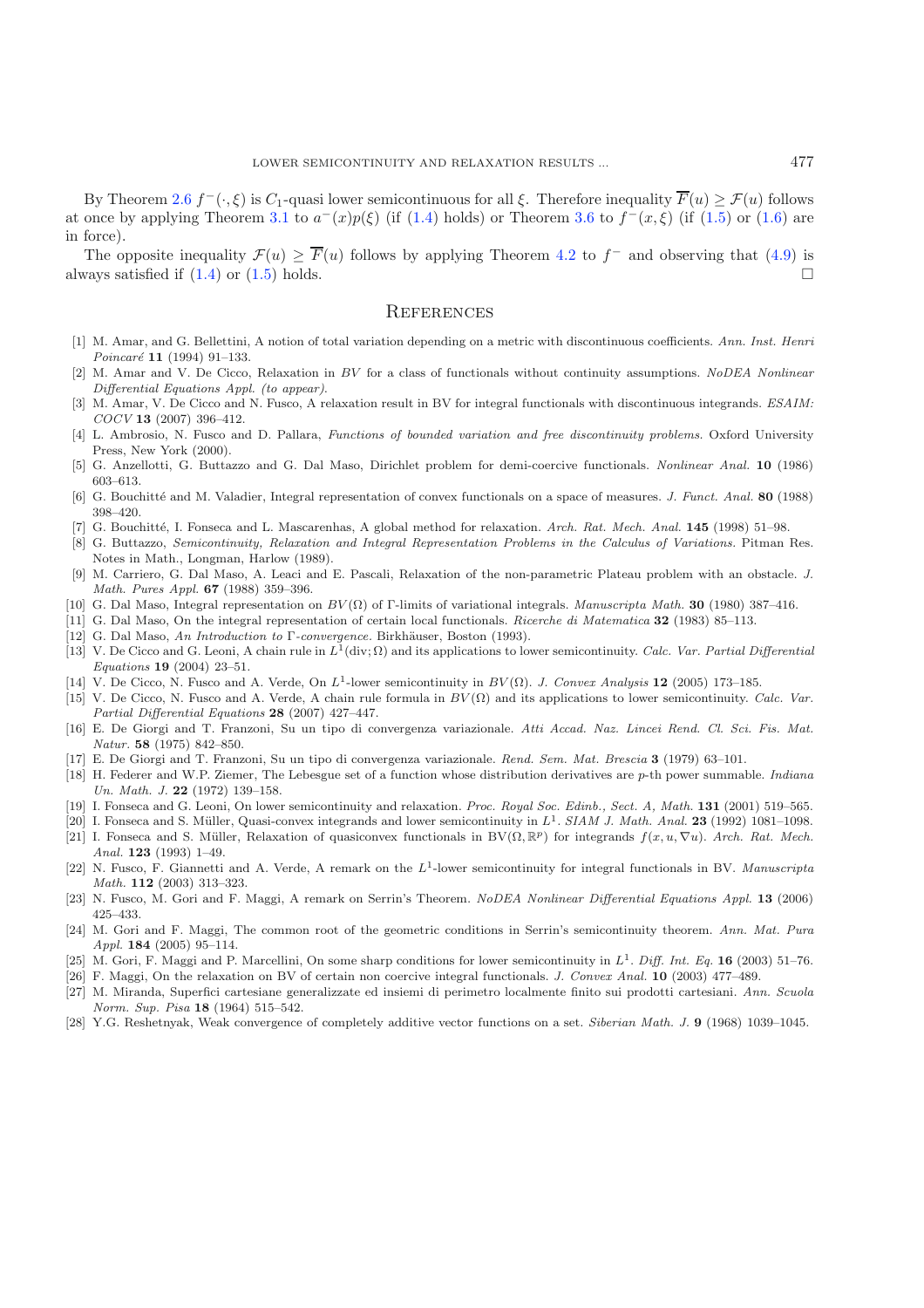By Theorem 2.6 $f^-(\cdot, \xi)$ is $C_1$-quasi lower semicontinuous for all $\xi$. Therefore inequality $\overline{F}(u) \geq \mathcal{F}(u)$ follows at once by applying Theorem 3.1 to $a^-(x)p(\xi)$ (if (1.4) holds) or Theorem 3.6 to $f^-(x, \xi)$ (if (1.5) or (1.6) are in force).

The opposite inequality $\mathcal{F}(u) \geq \overline{F}(u)$ follows by applying Theorem 4.2 to $f^-$ and observing that (4.9) is always satisfied if (1.4) or (1.5) holds. □

## References

[1] M. Amar, and G. Bellettini, A notion of total variation depending on a metric with discontinuous coefficients. *Ann. Inst. Henri Poincaré* **11** (1994) 91–133.

[2] M. Amar and V. De Cicco, Relaxation in $BV$ for a class of functionals without continuity assumptions. *NoDEA Nonlinear Differential Equations Appl. (to appear).*

[3] M. Amar, V. De Cicco and N. Fusco, A relaxation result in BV for integral functionals with discontinuous integrands. *ESAIM: COCV* **13** (2007) 396–412.

[4] L. Ambrosio, N. Fusco and D. Pallara, *Functions of bounded variation and free discontinuity problems.* Oxford University Press, New York (2000).

[5] G. Anzellotti, G. Buttazzo and G. Dal Maso, Dirichlet problem for demi-coercive functionals. *Nonlinear Anal.* **10** (1986) 603–613.

[6] G. Bouchitté and M. Valadier, Integral representation of convex functionals on a space of measures. *J. Funct. Anal.* **80** (1988) 398–420.

[7] G. Bouchitté, I. Fonseca and L. Mascarenhas, A global method for relaxation. *Arch. Rat. Mech. Anal.* **145** (1998) 51–98.

[8] G. Buttazzo, *Semicontinuity, Relaxation and Integral Representation Problems in the Calculus of Variations.* Pitman Res. Notes in Math., Longman, Harlow (1989).

[9] M. Carriero, G. Dal Maso, A. Leaci and E. Pascali, Relaxation of the non-parametric Plateau problem with an obstacle. *J. Math. Pures Appl.* **67** (1988) 359–396.

[10] G. Dal Maso, Integral representation on $BV(\Omega)$ of Γ-limits of variational integrals. *Manuscripta Math.* **30** (1980) 387–416.

[11] G. Dal Maso, On the integral representation of certain local functionals. *Ricerche di Matematica* **32** (1983) 85–113.

[12] G. Dal Maso, *An Introduction to Γ-convergence.* Birkhäuser, Boston (1993).

[13] V. De Cicco and G. Leoni, A chain rule in $L^1(\text{div}; \Omega)$ and its applications to lower semicontinuity. *Calc. Var. Partial Differential Equations* **19** (2004) 23–51.

[14] V. De Cicco, N. Fusco and A. Verde, On $L^1$-lower semicontinuity in $BV(\Omega)$. *J. Convex Analysis* **12** (2005) 173–185.

[15] V. De Cicco, N. Fusco and A. Verde, A chain rule formula in $BV(\Omega)$ and its applications to lower semicontinuity. *Calc. Var. Partial Differential Equations* **28** (2007) 427–447.

[16] E. De Giorgi and T. Franzoni, Su un tipo di convergenza variazionale. *Atti Accad. Naz. Lincei Rend. Cl. Sci. Fis. Mat. Natur.* **58** (1975) 842–850.

[17] E. De Giorgi and T. Franzoni, Su un tipo di convergenza variazionale. *Rend. Sem. Mat. Brescia* **3** (1979) 63–101.

[18] H. Federer and W.P. Ziemer, The Lebesgue set of a function whose distribution derivatives are $p$-th power summable. *Indiana Un. Math. J.* **22** (1972) 139–158.

[19] I. Fonseca and G. Leoni, On lower semicontinuity and relaxation. *Proc. Royal Soc. Edinb., Sect. A, Math.* **131** (2001) 519–565.

[20] I. Fonseca and S. Müller, Quasi-convex integrands and lower semicontinuity in $L^1$. *SIAM J. Math. Anal.* **23** (1992) 1081–1098.

[21] I. Fonseca and S. Müller, Relaxation of quasiconvex functionals in $\text{BV}(\Omega, \mathbb{R}^p)$ for integrands $f(x, u, \nabla u)$. *Arch. Rat. Mech. Anal.* **123** (1993) 1–49.

[22] N. Fusco, F. Giannetti and A. Verde, A remark on the $L^1$-lower semicontinuity for integral functionals in BV. *Manuscripta Math.* **112** (2003) 313–323.

[23] N. Fusco, M. Gori and F. Maggi, A remark on Serrin's Theorem. *NoDEA Nonlinear Differential Equations Appl.* **13** (2006) 425–433.

[24] M. Gori and F. Maggi, The common root of the geometric conditions in Serrin's semicontinuity theorem. *Ann. Mat. Pura Appl.* **184** (2005) 95–114.

[25] M. Gori, F. Maggi and P. Marcellini, On some sharp conditions for lower semicontinuity in $L^1$. *Diff. Int. Eq.* **16** (2003) 51–76.

[26] F. Maggi, On the relaxation on BV of certain non coercive integral functionals. *J. Convex Anal.* **10** (2003) 477–489.

[27] M. Miranda, Superfici cartesiane generalizzate ed insiemi di perimetro localmente finito sui prodotti cartesiani. *Ann. Scuola Norm. Sup. Pisa* **18** (1964) 515–542.

[28] Y.G. Reshetnyak, Weak convergence of completely additive vector functions on a set. *Siberian Math. J.* **9** (1968) 1039–1045.